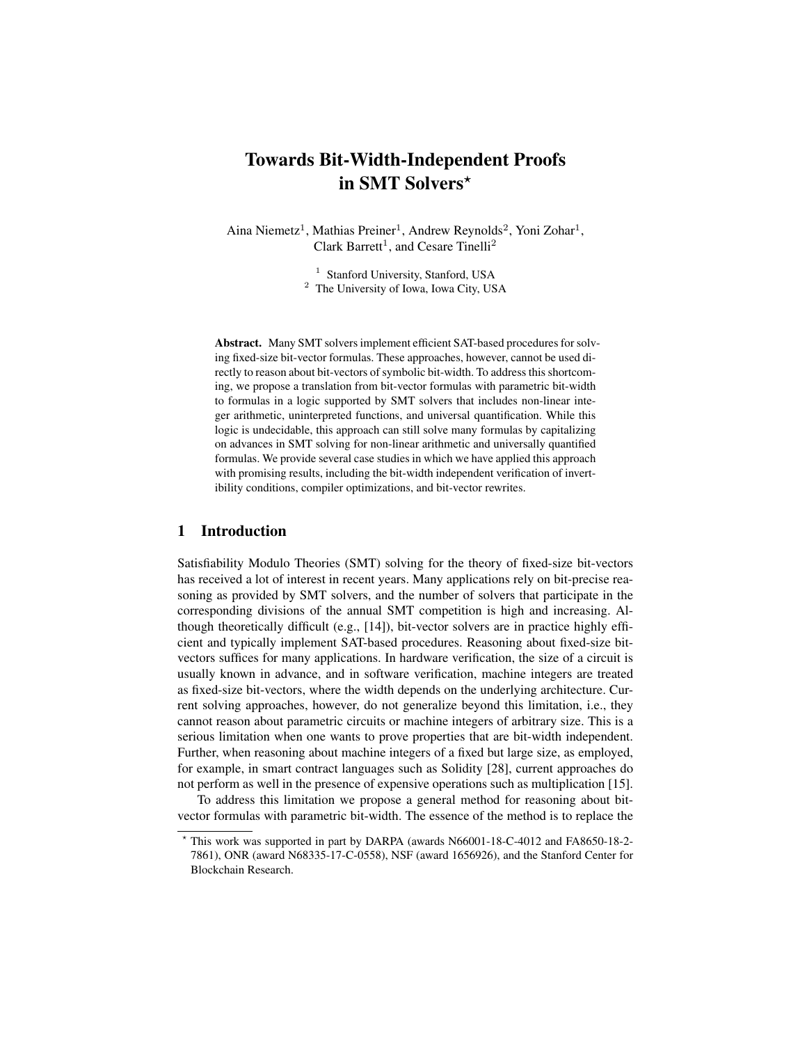# Towards Bit-Width-Independent Proofs in SMT Solvers*

Aina Niemetz[1], Mathias Preiner[1], Andrew Reynolds[2], Yoni Zohar[1], Clark Barrett[1], and Cesare Tinelli[2]

[1] Stanford University, Stanford, USA
[2] The University of Iowa, Iowa City, USA

**Abstract.** Many SMT solvers implement efficient SAT-based procedures for solving fixed-size bit-vector formulas. These approaches, however, cannot be used directly to reason about bit-vectors of symbolic bit-width. To address this shortcoming, we propose a translation from bit-vector formulas with parametric bit-width to formulas in a logic supported by SMT solvers that includes non-linear integer arithmetic, uninterpreted functions, and universal quantification. While this logic is undecidable, this approach can still solve many formulas by capitalizing on advances in SMT solving for non-linear arithmetic and universally quantified formulas. We provide several case studies in which we have applied this approach with promising results, including the bit-width independent verification of invertibility conditions, compiler optimizations, and bit-vector rewrites.

## 1 Introduction

Satisfiability Modulo Theories (SMT) solving for the theory of fixed-size bit-vectors has received a lot of interest in recent years. Many applications rely on bit-precise reasoning as provided by SMT solvers, and the number of solvers that participate in the corresponding divisions of the annual SMT competition is high and increasing. Although theoretically difficult (e.g., [14]), bit-vector solvers are in practice highly efficient and typically implement SAT-based procedures. Reasoning about fixed-size bit-vectors suffices for many applications. In hardware verification, the size of a circuit is usually known in advance, and in software verification, machine integers are treated as fixed-size bit-vectors, where the width depends on the underlying architecture. Current solving approaches, however, do not generalize beyond this limitation, i.e., they cannot reason about parametric circuits or machine integers of arbitrary size. This is a serious limitation when one wants to prove properties that are bit-width independent. Further, when reasoning about machine integers of a fixed but large size, as employed, for example, in smart contract languages such as Solidity [28], current approaches do not perform as well in the presence of expensive operations such as multiplication [15].

To address this limitation we propose a general method for reasoning about bit-vector formulas with parametric bit-width. The essence of the method is to replace the

* This work was supported in part by DARPA (awards N66001-18-C-4012 and FA8650-18-2-7861), ONR (award N68335-17-C-0558), NSF (award 1656926), and the Stanford Center for Blockchain Research.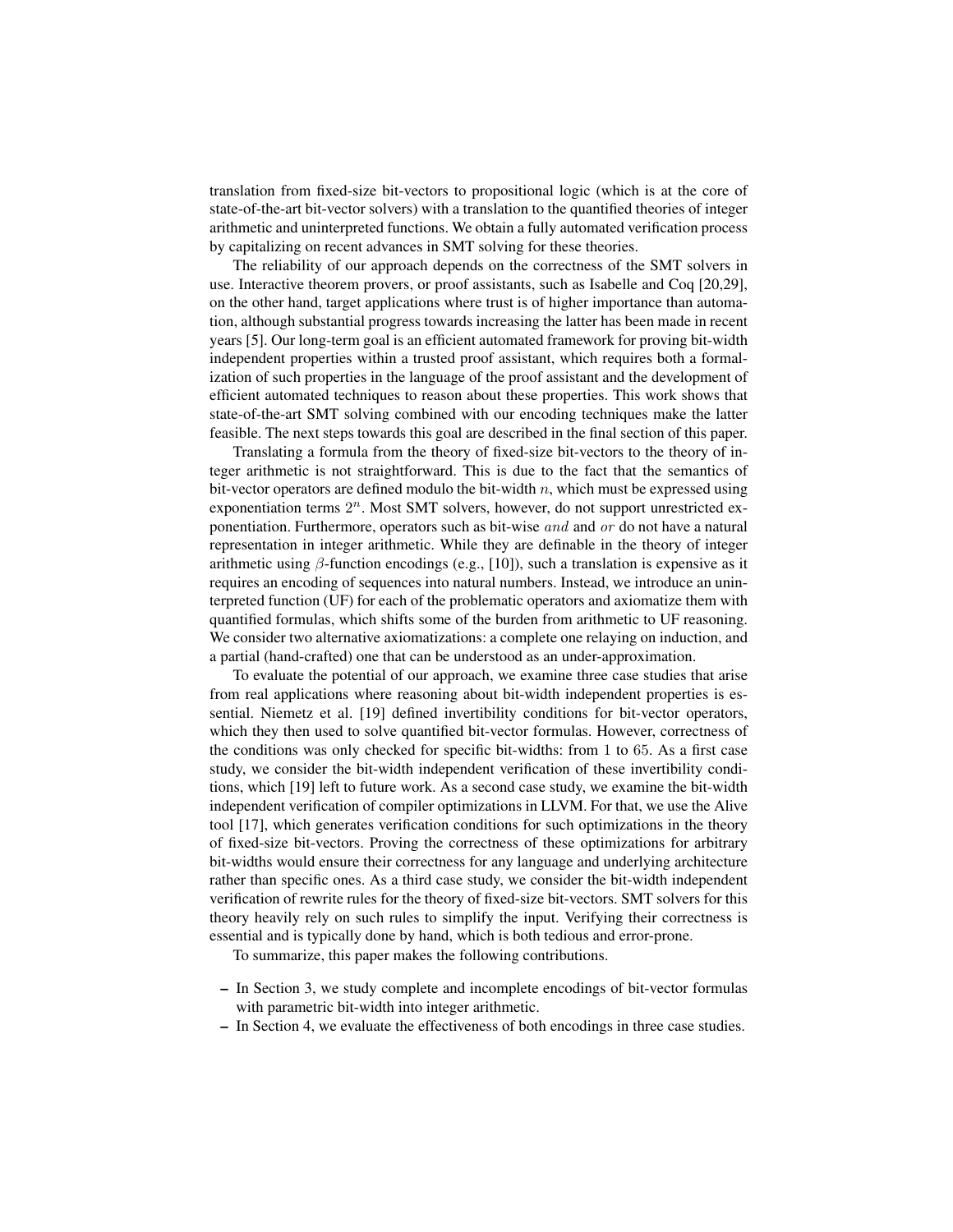translation from fixed-size bit-vectors to propositional logic (which is at the core of state-of-the-art bit-vector solvers) with a translation to the quantified theories of integer arithmetic and uninterpreted functions. We obtain a fully automated verification process by capitalizing on recent advances in SMT solving for these theories.

The reliability of our approach depends on the correctness of the SMT solvers in use. Interactive theorem provers, or proof assistants, such as Isabelle and Coq [20,29], on the other hand, target applications where trust is of higher importance than automation, although substantial progress towards increasing the latter has been made in recent years [5]. Our long-term goal is an efficient automated framework for proving bit-width independent properties within a trusted proof assistant, which requires both a formalization of such properties in the language of the proof assistant and the development of efficient automated techniques to reason about these properties. This work shows that state-of-the-art SMT solving combined with our encoding techniques make the latter feasible. The next steps towards this goal are described in the final section of this paper.

Translating a formula from the theory of fixed-size bit-vectors to the theory of integer arithmetic is not straightforward. This is due to the fact that the semantics of bit-vector operators are defined modulo the bit-width $n$, which must be expressed using exponentiation terms $2^n$. Most SMT solvers, however, do not support unrestricted exponentiation. Furthermore, operators such as bit-wise $and$ and $or$ do not have a natural representation in integer arithmetic. While they are definable in the theory of integer arithmetic using $\beta$-function encodings (e.g., [10]), such a translation is expensive as it requires an encoding of sequences into natural numbers. Instead, we introduce an uninterpreted function (UF) for each of the problematic operators and axiomatize them with quantified formulas, which shifts some of the burden from arithmetic to UF reasoning. We consider two alternative axiomatizations: a complete one relaying on induction, and a partial (hand-crafted) one that can be understood as an under-approximation.

To evaluate the potential of our approach, we examine three case studies that arise from real applications where reasoning about bit-width independent properties is essential. Niemetz et al. [19] defined invertibility conditions for bit-vector operators, which they then used to solve quantified bit-vector formulas. However, correctness of the conditions was only checked for specific bit-widths: from $1$ to $65$. As a first case study, we consider the bit-width independent verification of these invertibility conditions, which [19] left to future work. As a second case study, we examine the bit-width independent verification of compiler optimizations in LLVM. For that, we use the Alive tool [17], which generates verification conditions for such optimizations in the theory of fixed-size bit-vectors. Proving the correctness of these optimizations for arbitrary bit-widths would ensure their correctness for any language and underlying architecture rather than specific ones. As a third case study, we consider the bit-width independent verification of rewrite rules for the theory of fixed-size bit-vectors. SMT solvers for this theory heavily rely on such rules to simplify the input. Verifying their correctness is essential and is typically done by hand, which is both tedious and error-prone.

To summarize, this paper makes the following contributions.

- In Section 3, we study complete and incomplete encodings of bit-vector formulas with parametric bit-width into integer arithmetic.
- In Section 4, we evaluate the effectiveness of both encodings in three case studies.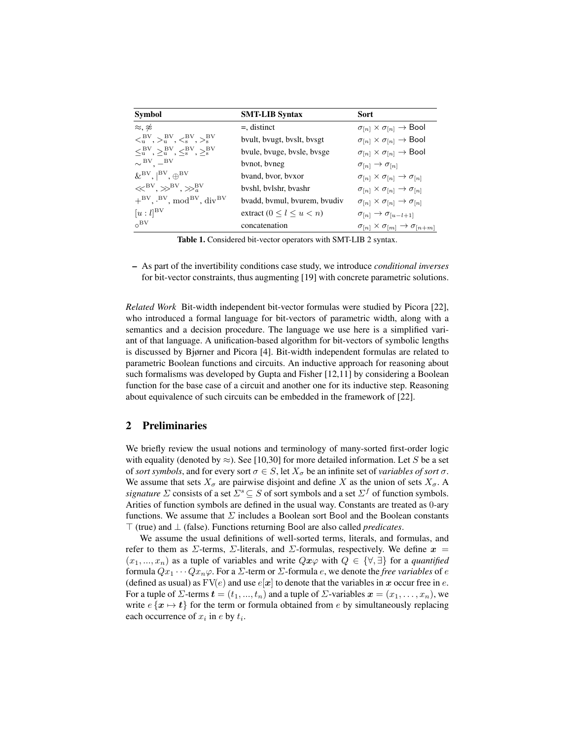| Symbol | SMT-LIB Syntax | Sort |
|---|---|---|
| $\approx, \not\approx$ | =, distinct | $\sigma_{[n]} \times \sigma_{[n]} \to \mathsf{Bool}$ |
| $<_u^{\mathrm{BV}}, >_u^{\mathrm{BV}}, <_s^{\mathrm{BV}}, >_s^{\mathrm{BV}}$ | bvult, bvugt, bvslt, bvsgt | $\sigma_{[n]} \times \sigma_{[n]} \to \mathsf{Bool}$ |
| $\leq_u^{\mathrm{BV}}, \geq_u^{\mathrm{BV}}, \leq_s^{\mathrm{BV}}, \geq_s^{\mathrm{BV}}$ | bvule, bvuge, bvsle, bvsge | $\sigma_{[n]} \times \sigma_{[n]} \to \mathsf{Bool}$ |
| $\sim^{\mathrm{BV}}, -^{\mathrm{BV}}$ | bvnot, bvneg | $\sigma_{[n]} \to \sigma_{[n]}$ |
| $\&^{\mathrm{BV}}, \mid^{\mathrm{BV}}, \oplus^{\mathrm{BV}}$ | bvand, bvor, bvxor | $\sigma_{[n]} \times \sigma_{[n]} \to \sigma_{[n]}$ |
| $\ll^{\mathrm{BV}}, \gg^{\mathrm{BV}}, \gg_a^{\mathrm{BV}}$ | bvshl, bvlshr, bvashr | $\sigma_{[n]} \times \sigma_{[n]} \to \sigma_{[n]}$ |
| $+^{\mathrm{BV}}, \cdot^{\mathrm{BV}}, \mathrm{mod}^{\mathrm{BV}}, \mathrm{div}^{\mathrm{BV}}$ | bvadd, bvmul, bvurem, bvudiv | $\sigma_{[n]} \times \sigma_{[n]} \to \sigma_{[n]}$ |
| $[u:l]^{\mathrm{BV}}$ | extract ($0 \leq l \leq u < n$) | $\sigma_{[n]} \to \sigma_{[u-l+1]}$ |
| $\circ^{\mathrm{BV}}$ | concatenation | $\sigma_{[n]} \times \sigma_{[m]} \to \sigma_{[n+m]}$ |

**Table 1.** Considered bit-vector operators with SMT-LIB 2 syntax.

– As part of the invertibility conditions case study, we introduce *conditional inverses* for bit-vector constraints, thus augmenting [19] with concrete parametric solutions.

*Related Work* Bit-width independent bit-vector formulas were studied by Picora [22], who introduced a formal language for bit-vectors of parametric width, along with a semantics and a decision procedure. The language we use here is a simplified variant of that language. A unification-based algorithm for bit-vectors of symbolic lengths is discussed by Bjørner and Picora [4]. Bit-width independent formulas are related to parametric Boolean functions and circuits. An inductive approach for reasoning about such formalisms was developed by Gupta and Fisher [12,11] by considering a Boolean function for the base case of a circuit and another one for its inductive step. Reasoning about equivalence of such circuits can be embedded in the framework of [22].

## 2 Preliminaries

We briefly review the usual notions and terminology of many-sorted first-order logic with equality (denoted by $\approx$). See [10,30] for more detailed information. Let $S$ be a set of *sort symbols*, and for every sort $\sigma \in S$, let $X_\sigma$ be an infinite set of *variables of sort* $\sigma$. We assume that sets $X_\sigma$ are pairwise disjoint and define $X$ as the union of sets $X_\sigma$. A *signature* $\Sigma$ consists of a set $\Sigma^s \subseteq S$ of sort symbols and a set $\Sigma^f$ of function symbols. Arities of function symbols are defined in the usual way. Constants are treated as 0-ary functions. We assume that $\Sigma$ includes a Boolean sort Bool and the Boolean constants $\top$ (true) and $\bot$ (false). Functions returning Bool are also called *predicates*.

We assume the usual definitions of well-sorted terms, literals, and formulas, and refer to them as $\Sigma$-terms, $\Sigma$-literals, and $\Sigma$-formulas, respectively. We define $\boldsymbol{x} = (x_1, ..., x_n)$ as a tuple of variables and write $Q\boldsymbol{x}\varphi$ with $Q \in \{\forall, \exists\}$ for a *quantified* formula $Qx_1 \cdots Qx_n\varphi$. For a $\Sigma$-term or $\Sigma$-formula $e$, we denote the *free variables* of $e$ (defined as usual) as $\mathrm{FV}(e)$ and use $e[\boldsymbol{x}]$ to denote that the variables in $\boldsymbol{x}$ occur free in $e$. For a tuple of $\Sigma$-terms $\boldsymbol{t} = (t_1, ..., t_n)$ and a tuple of $\Sigma$-variables $\boldsymbol{x} = (x_1, \ldots, x_n)$, we write $e\{\boldsymbol{x} \mapsto \boldsymbol{t}\}$ for the term or formula obtained from $e$ by simultaneously replacing each occurrence of $x_i$ in $e$ by $t_i$.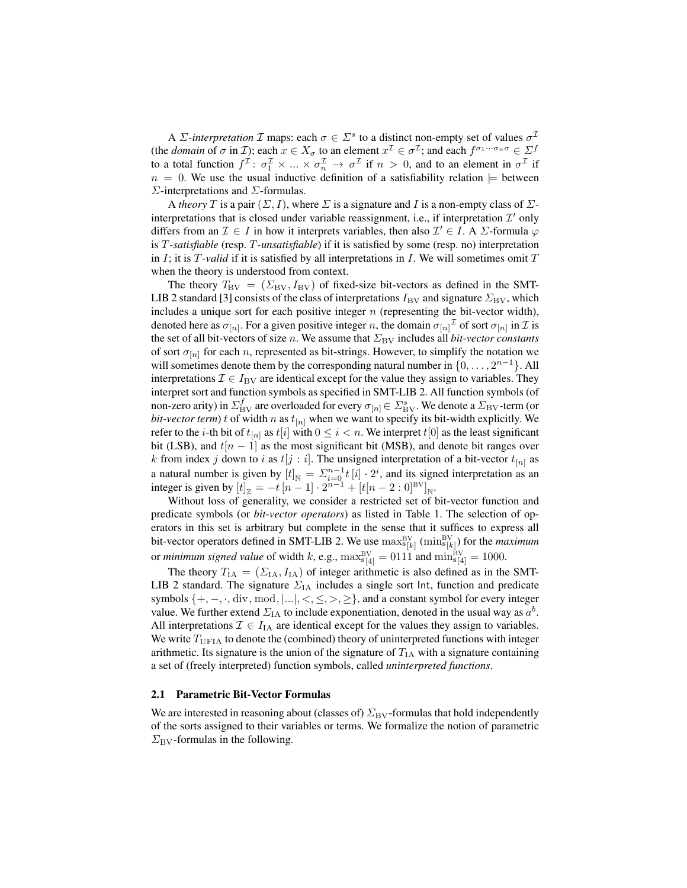A $\Sigma$*-interpretation* $\mathcal{I}$ maps: each $\sigma \in \Sigma^s$ to a distinct non-empty set of values $\sigma^{\mathcal{I}}$ (the *domain* of $\sigma$ in $\mathcal{I}$); each $x \in X_\sigma$ to an element $x^{\mathcal{I}} \in \sigma^{\mathcal{I}}$; and each $f^{\sigma_1 \cdots \sigma_n \sigma} \in \Sigma^f$ to a total function $f^{\mathcal{I}}\colon \sigma_1^{\mathcal{I}} \times ... \times \sigma_n^{\mathcal{I}} \to \sigma^{\mathcal{I}}$ if $n > 0$, and to an element in $\sigma^{\mathcal{I}}$ if $n = 0$. We use the usual inductive definition of a satisfiability relation $\models$ between $\Sigma$-interpretations and $\Sigma$-formulas.

A *theory* $T$ is a pair $(\Sigma, I)$, where $\Sigma$ is a signature and $I$ is a non-empty class of $\Sigma$-interpretations that is closed under variable reassignment, i.e., if interpretation $\mathcal{I}'$ only differs from an $\mathcal{I} \in I$ in how it interprets variables, then also $\mathcal{I}' \in I$. A $\Sigma$-formula $\varphi$ is $T$*-satisfiable* (resp. $T$*-unsatisfiable*) if it is satisfied by some (resp. no) interpretation in $I$; it is $T$*-valid* if it is satisfied by all interpretations in $I$. We will sometimes omit $T$ when the theory is understood from context.

The theory $T_{\rm BV} = (\Sigma_{\rm BV}, I_{\rm BV})$ of fixed-size bit-vectors as defined in the SMT-LIB 2 standard [3] consists of the class of interpretations $I_{\rm BV}$ and signature $\Sigma_{\rm BV}$, which includes a unique sort for each positive integer $n$ (representing the bit-vector width), denoted here as $\sigma_{[n]}$. For a given positive integer $n$, the domain ${\sigma_{[n]}}^{\mathcal{I}}$ of sort $\sigma_{[n]}$ in $\mathcal{I}$ is the set of all bit-vectors of size $n$. We assume that $\Sigma_{\rm BV}$ includes all *bit-vector constants* of sort $\sigma_{[n]}$ for each $n$, represented as bit-strings. However, to simplify the notation we will sometimes denote them by the corresponding natural number in $\{0, \ldots, 2^{n-1}\}$. All interpretations $\mathcal{I} \in I_{\rm BV}$ are identical except for the value they assign to variables. They interpret sort and function symbols as specified in SMT-LIB 2. All function symbols (of non-zero arity) in $\Sigma^f_{\rm BV}$ are overloaded for every $\sigma_{[n]} \in \Sigma^s_{\rm BV}$. We denote a $\Sigma_{\rm BV}$-term (or *bit-vector term*) $t$ of width $n$ as $t_{[n]}$ when we want to specify its bit-width explicitly. We refer to the $i$-th bit of $t_{[n]}$ as $t[i]$ with $0 \leq i < n$. We interpret $t[0]$ as the least significant bit (LSB), and $t[n-1]$ as the most significant bit (MSB), and denote bit ranges over $k$ from index $j$ down to $i$ as $t[j:i]$. The unsigned interpretation of a bit-vector $t_{[n]}$ as a natural number is given by $[t]_{\mathbb{N}} = \Sigma_{i=0}^{n-1} t\,[i] \cdot 2^i$, and its signed interpretation as an integer is given by $[t]_{\mathbb{Z}} = -t\,[n-1] \cdot 2^{n-1} + [t[n-2:0]^{\rm BV}]_{\mathbb{N}}$.

Without loss of generality, we consider a restricted set of bit-vector function and predicate symbols (or *bit-vector operators*) as listed in Table 1. The selection of operators in this set is arbitrary but complete in the sense that it suffices to express all bit-vector operators defined in SMT-LIB 2. We use $\max^{\rm BV}_{{\rm s}[k]}$ ($\min^{\rm BV}_{{\rm s}[k]}$) for the *maximum* or *minimum signed value* of width $k$, e.g., $\max^{\rm BV}_{{\rm s}[4]} = 0111$ and $\min^{\rm BV}_{{\rm s}[4]} = 1000$.

The theory $T_{\rm IA} = (\Sigma_{\rm IA}, I_{\rm IA})$ of integer arithmetic is also defined as in the SMT-LIB 2 standard. The signature $\Sigma_{\rm IA}$ includes a single sort Int, function and predicate symbols $\{+, -, \cdot, {\rm div}, {\rm mod}, |...|, <, \leq, >, \geq\}$, and a constant symbol for every integer value. We further extend $\Sigma_{\rm IA}$ to include exponentiation, denoted in the usual way as $a^b$. All interpretations $\mathcal{I} \in I_{\rm IA}$ are identical except for the values they assign to variables. We write $T_{\rm UFIA}$ to denote the (combined) theory of uninterpreted functions with integer arithmetic. Its signature is the union of the signature of $T_{\rm IA}$ with a signature containing a set of (freely interpreted) function symbols, called *uninterpreted functions*.

### 2.1 Parametric Bit-Vector Formulas

We are interested in reasoning about (classes of) $\Sigma_{\rm BV}$-formulas that hold independently of the sorts assigned to their variables or terms. We formalize the notion of parametric $\Sigma_{\rm BV}$-formulas in the following.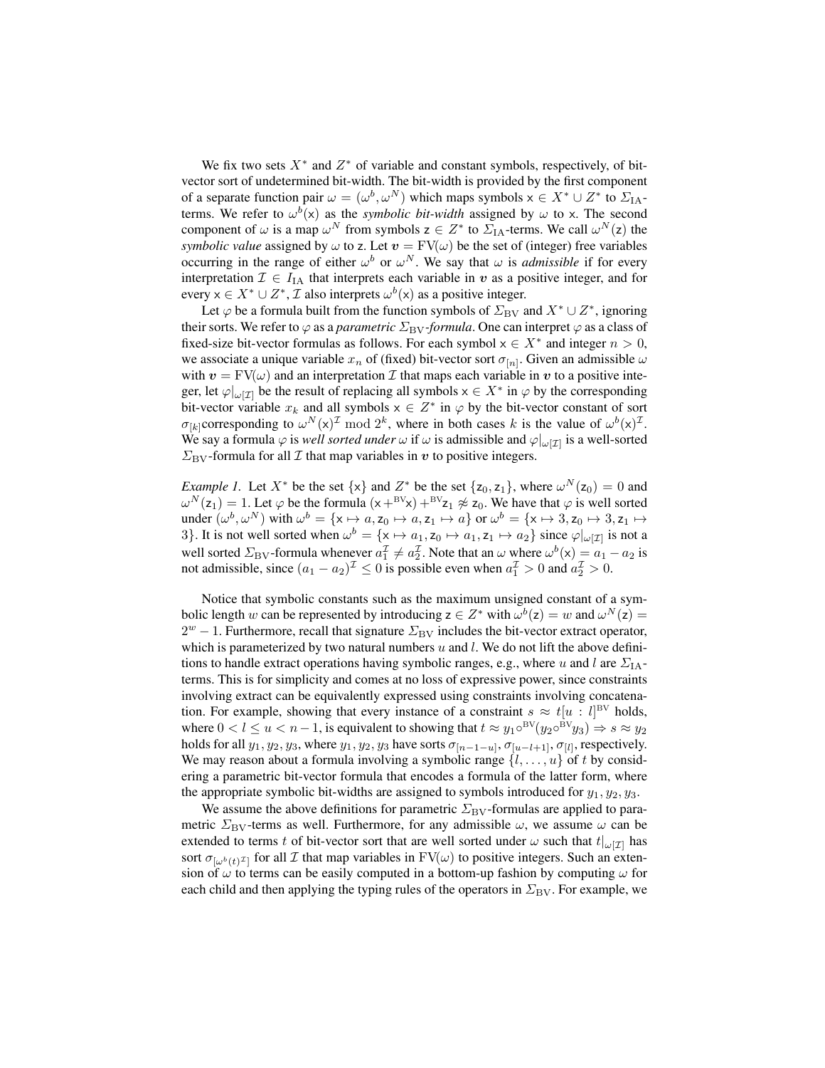We fix two sets $X^*$ and $Z^*$ of variable and constant symbols, respectively, of bit-vector sort of undetermined bit-width. The bit-width is provided by the first component of a separate function pair $\omega = (\omega^b, \omega^N)$ which maps symbols $\mathsf{x} \in X^* \cup Z^*$ to $\Sigma_{\rm IA}$-terms. We refer to $\omega^b(\mathsf{x})$ as the *symbolic bit-width* assigned by $\omega$ to $\mathsf{x}$. The second component of $\omega$ is a map $\omega^N$ from symbols $\mathsf{z} \in Z^*$ to $\Sigma_{\rm IA}$-terms. We call $\omega^N(\mathsf{z})$ the *symbolic value* assigned by $\omega$ to $\mathsf{z}$. Let $\boldsymbol{v} = {\rm FV}(\omega)$ be the set of (integer) free variables occurring in the range of either $\omega^b$ or $\omega^N$. We say that $\omega$ is *admissible* if for every interpretation $\mathcal{I} \in I_{\rm IA}$ that interprets each variable in $\boldsymbol{v}$ as a positive integer, and for every $\mathsf{x} \in X^* \cup Z^*$, $\mathcal{I}$ also interprets $\omega^b(\mathsf{x})$ as a positive integer.

Let $\varphi$ be a formula built from the function symbols of $\Sigma_{\rm BV}$ and $X^* \cup Z^*$, ignoring their sorts. We refer to $\varphi$ as a *parametric $\Sigma_{\rm BV}$-formula*. One can interpret $\varphi$ as a class of fixed-size bit-vector formulas as follows. For each symbol $\mathsf{x} \in X^*$ and integer $n > 0$, we associate a unique variable $x_n$ of (fixed) bit-vector sort $\sigma_{[n]}$. Given an admissible $\omega$ with $\boldsymbol{v} = {\rm FV}(\omega)$ and an interpretation $\mathcal{I}$ that maps each variable in $\boldsymbol{v}$ to a positive integer, let $\varphi|_{\omega[\mathcal{I}]}$ be the result of replacing all symbols $\mathsf{x} \in X^*$ in $\varphi$ by the corresponding bit-vector variable $x_k$ and all symbols $\mathsf{x} \in Z^*$ in $\varphi$ by the bit-vector constant of sort $\sigma_{[k]}$corresponding to $\omega^N(\mathsf{x})^{\mathcal{I}} \bmod 2^k$, where in both cases $k$ is the value of $\omega^b(\mathsf{x})^{\mathcal{I}}$. We say a formula $\varphi$ is *well sorted under* $\omega$ if $\omega$ is admissible and $\varphi|_{\omega[\mathcal{I}]}$ is a well-sorted $\Sigma_{\rm BV}$-formula for all $\mathcal{I}$ that map variables in $\boldsymbol{v}$ to positive integers.

*Example 1.* Let $X^*$ be the set $\{\mathsf{x}\}$ and $Z^*$ be the set $\{\mathsf{z}_0, \mathsf{z}_1\}$, where $\omega^N(\mathsf{z}_0) = 0$ and $\omega^N(\mathsf{z}_1) = 1$. Let $\varphi$ be the formula $(\mathsf{x} +^{\rm BV} \mathsf{x}) +^{\rm BV} \mathsf{z}_1 \not\approx \mathsf{z}_0$. We have that $\varphi$ is well sorted under $(\omega^b, \omega^N)$ with $\omega^b = \{\mathsf{x} \mapsto a, \mathsf{z}_0 \mapsto a, \mathsf{z}_1 \mapsto a\}$ or $\omega^b = \{\mathsf{x} \mapsto 3, \mathsf{z}_0 \mapsto 3, \mathsf{z}_1 \mapsto 3\}$. It is not well sorted when $\omega^b = \{\mathsf{x} \mapsto a_1, \mathsf{z}_0 \mapsto a_1, \mathsf{z}_1 \mapsto a_2\}$ since $\varphi|_{\omega[\mathcal{I}]}$ is not a well sorted $\Sigma_{\rm BV}$-formula whenever $a_1^{\mathcal{I}} \neq a_2^{\mathcal{I}}$. Note that an $\omega$ where $\omega^b(\mathsf{x}) = a_1 - a_2$ is not admissible, since $(a_1 - a_2)^{\mathcal{I}} \leq 0$ is possible even when $a_1^{\mathcal{I}} > 0$ and $a_2^{\mathcal{I}} > 0$.

Notice that symbolic constants such as the maximum unsigned constant of a symbolic length $w$ can be represented by introducing $\mathsf{z} \in Z^*$ with $\omega^b(\mathsf{z}) = w$ and $\omega^N(\mathsf{z}) = 2^w - 1$. Furthermore, recall that signature $\Sigma_{\rm BV}$ includes the bit-vector extract operator, which is parameterized by two natural numbers $u$ and $l$. We do not lift the above definitions to handle extract operations having symbolic ranges, e.g., where $u$ and $l$ are $\Sigma_{\rm IA}$-terms. This is for simplicity and comes at no loss of expressive power, since constraints involving extract can be equivalently expressed using constraints involving concatenation. For example, showing that every instance of a constraint $s \approx t[u:l]^{\rm BV}$ holds, where $0 < l \leq u < n-1$, is equivalent to showing that $t \approx y_1 \circ^{\rm BV} (y_2 \circ^{\rm BV} y_3) \Rightarrow s \approx y_2$ holds for all $y_1, y_2, y_3$, where $y_1, y_2, y_3$ have sorts $\sigma_{[n-1-u]}, \sigma_{[u-l+1]}, \sigma_{[l]}$, respectively. We may reason about a formula involving a symbolic range $\{l, \ldots, u\}$ of $t$ by considering a parametric bit-vector formula that encodes a formula of the latter form, where the appropriate symbolic bit-widths are assigned to symbols introduced for $y_1, y_2, y_3$.

We assume the above definitions for parametric $\Sigma_{\rm BV}$-formulas are applied to parametric $\Sigma_{\rm BV}$-terms as well. Furthermore, for any admissible $\omega$, we assume $\omega$ can be extended to terms $t$ of bit-vector sort that are well sorted under $\omega$ such that $t|_{\omega[\mathcal{I}]}$ has sort $\sigma_{[\omega^b(t)^{\mathcal{I}}]}$ for all $\mathcal{I}$ that map variables in ${\rm FV}(\omega)$ to positive integers. Such an extension of $\omega$ to terms can be easily computed in a bottom-up fashion by computing $\omega$ for each child and then applying the typing rules of the operators in $\Sigma_{\rm BV}$. For example, we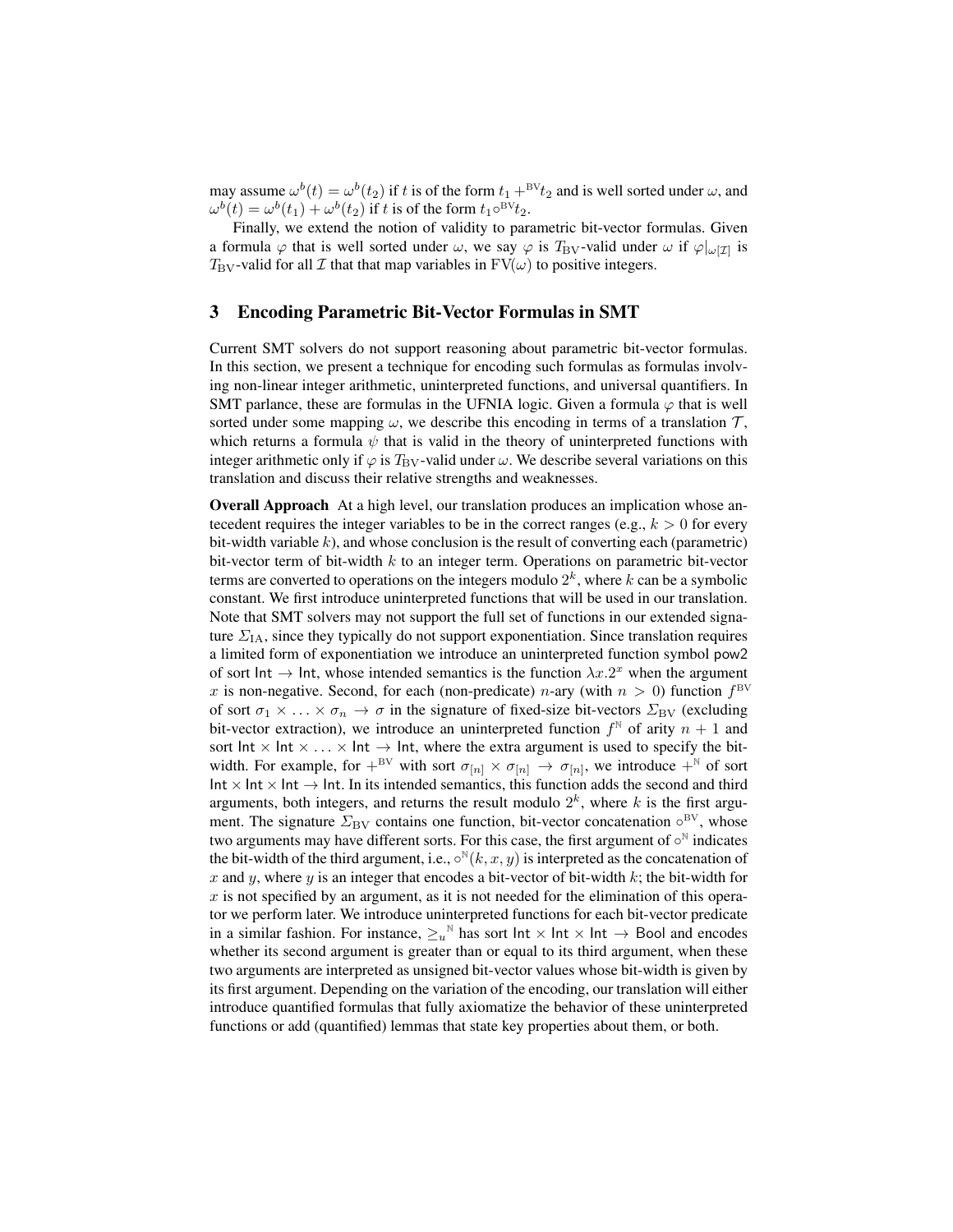may assume $\omega^b(t) = \omega^b(t_2)$ if $t$ is of the form $t_1 +^{\text{BV}} t_2$ and is well sorted under $\omega$, and $\omega^b(t) = \omega^b(t_1) + \omega^b(t_2)$ if $t$ is of the form $t_1 \circ^{\text{BV}} t_2$.

Finally, we extend the notion of validity to parametric bit-vector formulas. Given a formula $\varphi$ that is well sorted under $\omega$, we say $\varphi$ is $T_{\text{BV}}$-valid under $\omega$ if $\varphi|_{\omega[\mathcal{I}]}$ is $T_{\text{BV}}$-valid for all $\mathcal{I}$ that that map variables in $\text{FV}(\omega)$ to positive integers.

## 3 Encoding Parametric Bit-Vector Formulas in SMT

Current SMT solvers do not support reasoning about parametric bit-vector formulas. In this section, we present a technique for encoding such formulas as formulas involving non-linear integer arithmetic, uninterpreted functions, and universal quantifiers. In SMT parlance, these are formulas in the UFNIA logic. Given a formula $\varphi$ that is well sorted under some mapping $\omega$, we describe this encoding in terms of a translation $\mathcal{T}$, which returns a formula $\psi$ that is valid in the theory of uninterpreted functions with integer arithmetic only if $\varphi$ is $T_{\text{BV}}$-valid under $\omega$. We describe several variations on this translation and discuss their relative strengths and weaknesses.

**Overall Approach** At a high level, our translation produces an implication whose antecedent requires the integer variables to be in the correct ranges (e.g., $k > 0$ for every bit-width variable $k$), and whose conclusion is the result of converting each (parametric) bit-vector term of bit-width $k$ to an integer term. Operations on parametric bit-vector terms are converted to operations on the integers modulo $2^k$, where $k$ can be a symbolic constant. We first introduce uninterpreted functions that will be used in our translation. Note that SMT solvers may not support the full set of functions in our extended signature $\Sigma_{\text{IA}}$, since they typically do not support exponentiation. Since translation requires a limited form of exponentiation we introduce an uninterpreted function symbol pow2 of sort $\mathsf{Int} \to \mathsf{Int}$, whose intended semantics is the function $\lambda x. 2^x$ when the argument $x$ is non-negative. Second, for each (non-predicate) $n$-ary (with $n > 0$) function $f^{\text{BV}}$ of sort $\sigma_1 \times \ldots \times \sigma_n \to \sigma$ in the signature of fixed-size bit-vectors $\Sigma_{\text{BV}}$ (excluding bit-vector extraction), we introduce an uninterpreted function $f^{\mathbb{N}}$ of arity $n+1$ and sort $\mathsf{Int} \times \mathsf{Int} \times \ldots \times \mathsf{Int} \to \mathsf{Int}$, where the extra argument is used to specify the bit-width. For example, for $+^{\text{BV}}$ with sort $\sigma_{[n]} \times \sigma_{[n]} \to \sigma_{[n]}$, we introduce $+^{\mathbb{N}}$ of sort $\mathsf{Int} \times \mathsf{Int} \times \mathsf{Int} \to \mathsf{Int}$. In its intended semantics, this function adds the second and third arguments, both integers, and returns the result modulo $2^k$, where $k$ is the first argument. The signature $\Sigma_{\text{BV}}$ contains one function, bit-vector concatenation $\circ^{\text{BV}}$, whose two arguments may have different sorts. For this case, the first argument of $\circ^{\mathbb{N}}$ indicates the bit-width of the third argument, i.e., $\circ^{\mathbb{N}}(k, x, y)$ is interpreted as the concatenation of $x$ and $y$, where $y$ is an integer that encodes a bit-vector of bit-width $k$; the bit-width for $x$ is not specified by an argument, as it is not needed for the elimination of this operator we perform later. We introduce uninterpreted functions for each bit-vector predicate in a similar fashion. For instance, $\geq_u{}^{\mathbb{N}}$ has sort $\mathsf{Int} \times \mathsf{Int} \times \mathsf{Int} \to \mathsf{Bool}$ and encodes whether its second argument is greater than or equal to its third argument, when these two arguments are interpreted as unsigned bit-vector values whose bit-width is given by its first argument. Depending on the variation of the encoding, our translation will either introduce quantified formulas that fully axiomatize the behavior of these uninterpreted functions or add (quantified) lemmas that state key properties about them, or both.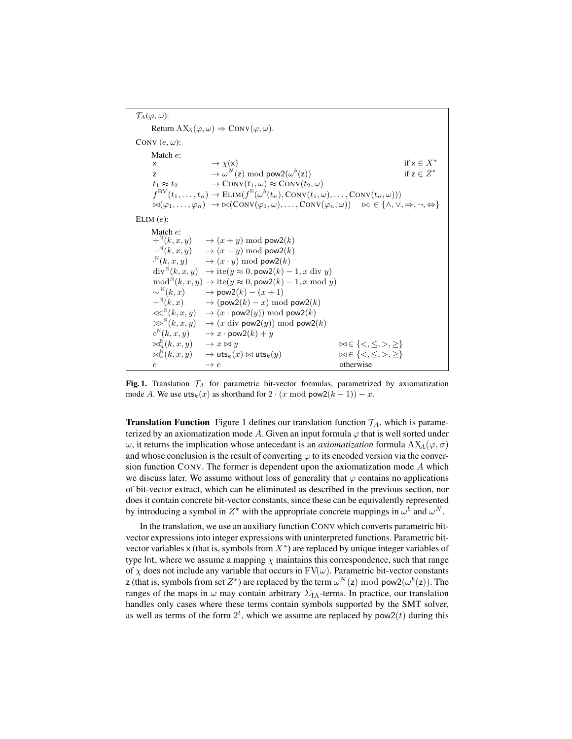$\mathcal{T}_A(\varphi, \omega)$:

Return $\mathrm{AX}_A(\varphi, \omega) \Rightarrow \textsc{Conv}(\varphi, \omega)$.

$\textsc{Conv}\ (e, \omega)$:

Match $e$:

| | | |
|---|---|---|
| $\mathsf{x}$ | $\rightarrow \chi(\mathsf{x})$ | if $\mathsf{x} \in X^*$ |
| $\mathsf{z}$ | $\rightarrow \omega^N(\mathsf{z}) \bmod \mathsf{pow2}(\omega^b(\mathsf{z}))$ | if $\mathsf{z} \in Z^*$ |
| $t_1 \approx t_2$ | $\rightarrow \textsc{Conv}(t_1, \omega) \approx \textsc{Conv}(t_2, \omega)$ | |
| $f^{\mathrm{BV}}(t_1, \ldots, t_n)$ | $\rightarrow \textsc{Elim}(f^{\mathbb{N}}(\omega^b(t_n), \textsc{Conv}(t_1, \omega), \ldots, \textsc{Conv}(t_n, \omega)))$ | |
| $\bowtie(\varphi_1, \ldots, \varphi_n)$ | $\rightarrow \bowtie(\textsc{Conv}(\varphi_1, \omega), \ldots, \textsc{Conv}(\varphi_n, \omega))$ | $\bowtie \in \{\wedge, \vee, \Rightarrow, \neg, \Leftrightarrow\}$ |

$\textsc{Elim}\ (e)$:

Match $e$:

| | | |
|---|---|---|
| $+^{\mathbb{N}}(k, x, y)$ | $\rightarrow (x + y) \bmod \mathsf{pow2}(k)$ | |
| $-^{\mathbb{N}}(k, x, y)$ | $\rightarrow (x - y) \bmod \mathsf{pow2}(k)$ | |
| $\cdot^{\mathbb{N}}(k, x, y)$ | $\rightarrow (x \cdot y) \bmod \mathsf{pow2}(k)$ | |
| $\mathrm{div}^{\mathbb{N}}(k, x, y)$ | $\rightarrow \mathrm{ite}(y \approx 0, \mathsf{pow2}(k) - 1, x \;\mathrm{div}\; y)$ | |
| $\mathrm{mod}^{\mathbb{N}}(k, x, y)$ | $\rightarrow \mathrm{ite}(y \approx 0, \mathsf{pow2}(k) - 1, x \bmod y)$ | |
| $\sim^{\mathbb{N}}(k, x)$ | $\rightarrow \mathsf{pow2}(k) - (x + 1)$ | |
| $-^{\mathbb{N}}(k, x)$ | $\rightarrow (\mathsf{pow2}(k) - x) \bmod \mathsf{pow2}(k)$ | |
| $\ll^{\mathbb{N}}(k, x, y)$ | $\rightarrow (x \cdot \mathsf{pow2}(y)) \bmod \mathsf{pow2}(k)$ | |
| $\gg^{\mathbb{N}}(k, x, y)$ | $\rightarrow (x \;\mathrm{div}\; \mathsf{pow2}(y)) \bmod \mathsf{pow2}(k)$ | |
| $\circ^{\mathbb{N}}(k, x, y)$ | $\rightarrow x \cdot \mathsf{pow2}(k) + y$ | |
| $\bowtie_u^{\mathbb{N}}(k, x, y)$ | $\rightarrow x \bowtie y$ | $\bowtie \in \{<, \leq, >, \geq\}$ |
| $\bowtie_s^{\mathbb{N}}(k, x, y)$ | $\rightarrow \mathsf{uts}_k(x) \bowtie \mathsf{uts}_k(y)$ | $\bowtie \in \{<, \leq, >, \geq\}$ |
| $e$ | $\rightarrow e$ | otherwise |

**Fig. 1.** Translation $\mathcal{T}_A$ for parametric bit-vector formulas, parametrized by axiomatization mode $A$. We use $\mathsf{uts}_k(x)$ as shorthand for $2 \cdot (x \bmod \mathsf{pow2}(k-1)) - x$.

**Translation Function** Figure 1 defines our translation function $\mathcal{T}_A$, which is parameterized by an axiomatization mode $A$. Given an input formula $\varphi$ that is well sorted under $\omega$, it returns the implication whose antecedant is an *axiomatization* formula $\mathrm{AX}_A(\varphi, \sigma)$ and whose conclusion is the result of converting $\varphi$ to its encoded version via the conversion function $\textsc{Conv}$. The former is dependent upon the axiomatization mode $A$ which we discuss later. We assume without loss of generality that $\varphi$ contains no applications of bit-vector extract, which can be eliminated as described in the previous section, nor does it contain concrete bit-vector constants, since these can be equivalently represented by introducing a symbol in $Z^*$ with the appropriate concrete mappings in $\omega^b$ and $\omega^N$.

In the translation, we use an auxiliary function $\textsc{Conv}$ which converts parametric bit-vector expressions into integer expressions with uninterpreted functions. Parametric bit-vector variables $\mathsf{x}$ (that is, symbols from $X^*$) are replaced by unique integer variables of type $\mathsf{Int}$, where we assume a mapping $\chi$ maintains this correspondence, such that range of $\chi$ does not include any variable that occurs in $\mathrm{FV}(\omega)$. Parametric bit-vector constants $\mathsf{z}$ (that is, symbols from set $Z^*$) are replaced by the term $\omega^N(\mathsf{z}) \bmod \mathsf{pow2}(\omega^b(\mathsf{z}))$. The ranges of the maps in $\omega$ may contain arbitrary $\Sigma_{\mathrm{IA}}$-terms. In practice, our translation handles only cases where these terms contain symbols supported by the SMT solver, as well as terms of the form $2^t$, which we assume are replaced by $\mathsf{pow2}(t)$ during this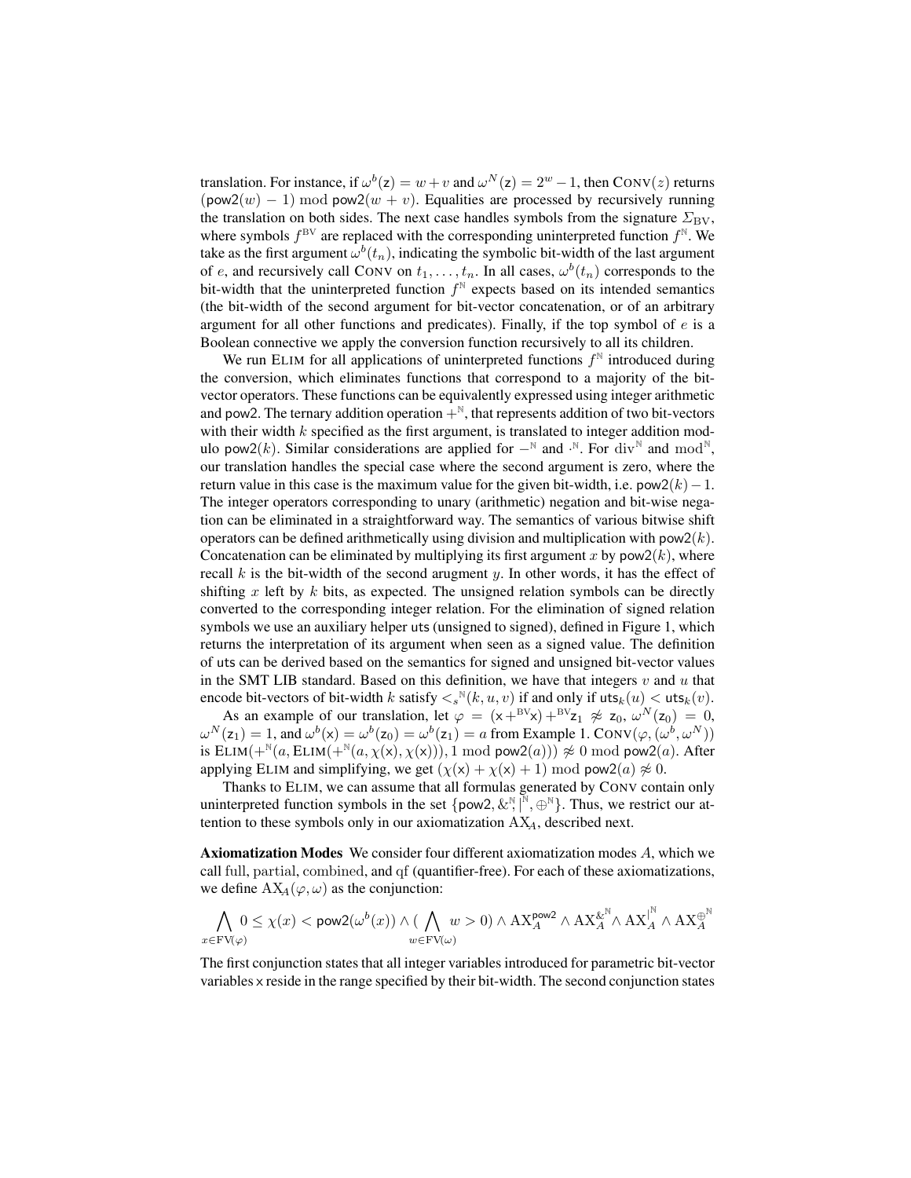translation. For instance, if $\omega^b(\mathsf{z}) = w + v$ and $\omega^N(\mathsf{z}) = 2^w - 1$, then $\textsc{Conv}(z)$ returns $(\mathsf{pow2}(w) - 1) \bmod \mathsf{pow2}(w + v)$. Equalities are processed by recursively running the translation on both sides. The next case handles symbols from the signature $\Sigma_{\mathrm{BV}}$, where symbols $f^{\mathrm{BV}}$ are replaced with the corresponding uninterpreted function $f^{\mathbb{N}}$. We take as the first argument $\omega^b(t_n)$, indicating the symbolic bit-width of the last argument of $e$, and recursively call $\textsc{Conv}$ on $t_1, \ldots, t_n$. In all cases, $\omega^b(t_n)$ corresponds to the bit-width that the uninterpreted function $f^{\mathbb{N}}$ expects based on its intended semantics (the bit-width of the second argument for bit-vector concatenation, or of an arbitrary argument for all other functions and predicates). Finally, if the top symbol of $e$ is a Boolean connective we apply the conversion function recursively to all its children.

We run $\textsc{Elim}$ for all applications of uninterpreted functions $f^{\mathbb{N}}$ introduced during the conversion, which eliminates functions that correspond to a majority of the bit-vector operators. These functions can be equivalently expressed using integer arithmetic and $\mathsf{pow2}$. The ternary addition operation $+^{\mathbb{N}}$, that represents addition of two bit-vectors with their width $k$ specified as the first argument, is translated to integer addition modulo $\mathsf{pow2}(k)$. Similar considerations are applied for $-^{\mathbb{N}}$ and $\cdot^{\mathbb{N}}$. For $\mathrm{div}^{\mathbb{N}}$ and $\mathrm{mod}^{\mathbb{N}}$, our translation handles the special case where the second argument is zero, where the return value in this case is the maximum value for the given bit-width, i.e. $\mathsf{pow2}(k) - 1$. The integer operators corresponding to unary (arithmetic) negation and bit-wise negation can be eliminated in a straightforward way. The semantics of various bitwise shift operators can be defined arithmetically using division and multiplication with $\mathsf{pow2}(k)$. Concatenation can be eliminated by multiplying its first argument $x$ by $\mathsf{pow2}(k)$, where recall $k$ is the bit-width of the second arugment $y$. In other words, it has the effect of shifting $x$ left by $k$ bits, as expected. The unsigned relation symbols can be directly converted to the corresponding integer relation. For the elimination of signed relation symbols we use an auxiliary helper $\mathsf{uts}$ (unsigned to signed), defined in Figure 1, which returns the interpretation of its argument when seen as a signed value. The definition of $\mathsf{uts}$ can be derived based on the semantics for signed and unsigned bit-vector values in the SMT LIB standard. Based on this definition, we have that integers $v$ and $u$ that encode bit-vectors of bit-width $k$ satisfy $<_s{}^{\mathbb{N}}(k, u, v)$ if and only if $\mathsf{uts}_k(u) < \mathsf{uts}_k(v)$.

As an example of our translation, let $\varphi = (\mathsf{x} +^{\mathrm{BV}} \mathsf{x}) +^{\mathrm{BV}} \mathsf{z}_1 \not\approx \mathsf{z}_0$, $\omega^N(\mathsf{z}_0) = 0$, $\omega^N(\mathsf{z}_1) = 1$, and $\omega^b(\mathsf{x}) = \omega^b(\mathsf{z}_0) = \omega^b(\mathsf{z}_1) = a$ from Example 1. $\textsc{Conv}(\varphi, (\omega^b, \omega^N))$ is $\textsc{Elim}(+^{\mathbb{N}}(a, \textsc{Elim}(+^{\mathbb{N}}(a, \chi(\mathsf{x}), \chi(\mathsf{x}))), 1 \bmod \mathsf{pow2}(a))) \not\approx 0 \bmod \mathsf{pow2}(a)$. After applying $\textsc{Elim}$ and simplifying, we get $(\chi(\mathsf{x}) + \chi(\mathsf{x}) + 1) \bmod \mathsf{pow2}(a) \not\approx 0$.

Thanks to $\textsc{Elim}$, we can assume that all formulas generated by $\textsc{Conv}$ contain only uninterpreted function symbols in the set $\{\mathsf{pow2}, \&^{\mathbb{N}}, |^{\mathbb{N}}, \oplus^{\mathbb{N}}\}$. Thus, we restrict our attention to these symbols only in our axiomatization $\mathrm{AX}_A$, described next.

**Axiomatization Modes** We consider four different axiomatization modes $A$, which we call $\mathrm{full}$, $\mathrm{partial}$, $\mathrm{combined}$, and $\mathrm{qf}$ (quantifier-free). For each of these axiomatizations, we define $\mathrm{AX}_A(\varphi, \omega)$ as the conjunction:

$$\bigwedge_{x \in \mathrm{FV}(\varphi)} 0 \leq \chi(x) < \mathsf{pow2}(\omega^b(x)) \wedge \Big( \bigwedge_{w \in \mathrm{FV}(\omega)} w > 0 \Big) \wedge \mathrm{AX}_A^{\mathsf{pow2}} \wedge \mathrm{AX}_A^{\&^{\mathbb{N}}} \wedge \mathrm{AX}_A^{|^{\mathbb{N}}} \wedge \mathrm{AX}_A^{\oplus^{\mathbb{N}}}$$

The first conjunction states that all integer variables introduced for parametric bit-vector variables $\mathsf{x}$ reside in the range specified by their bit-width. The second conjunction states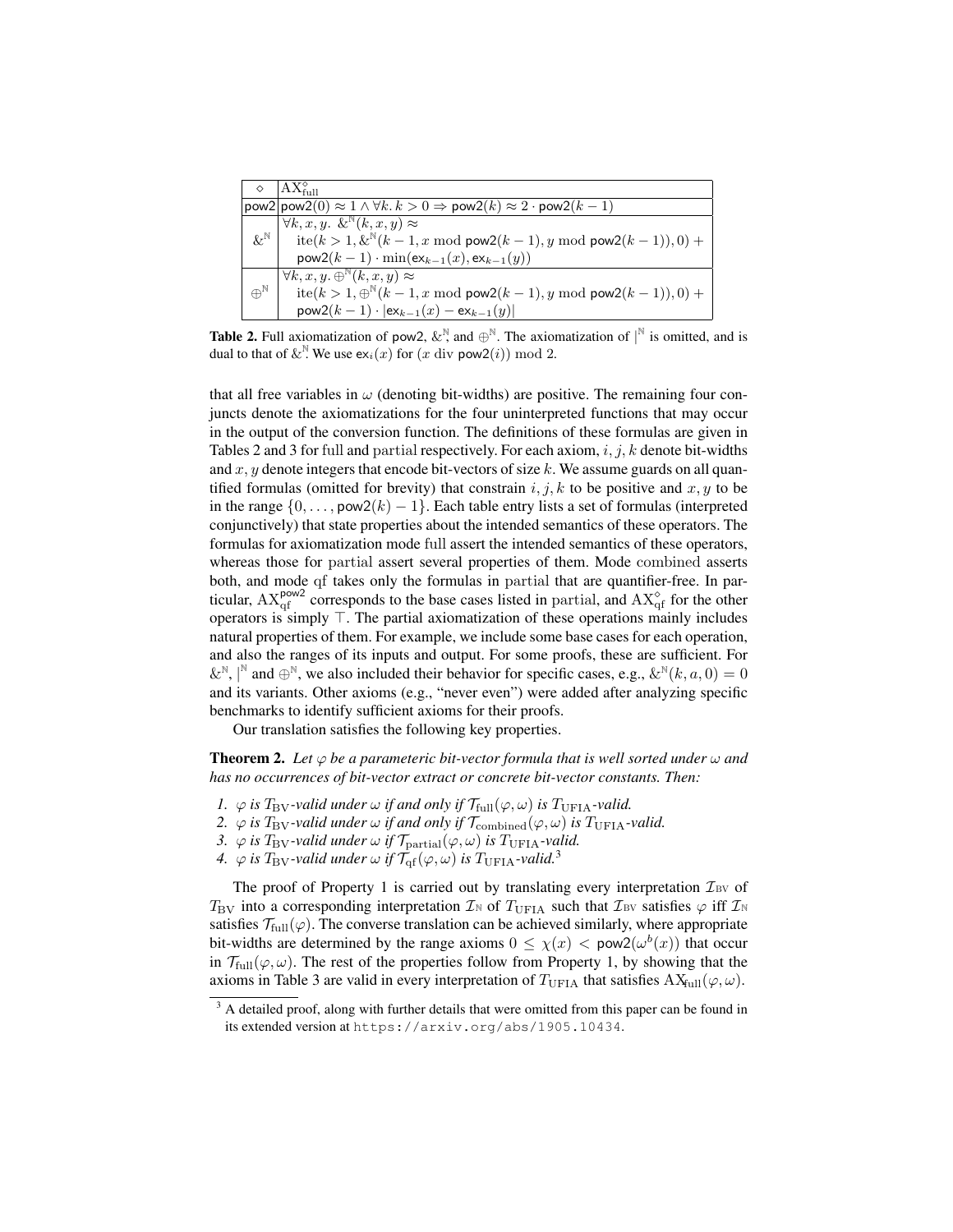| $\diamond$ | $\text{AX}^{\diamond}_{\text{full}}$ |
|---|---|
| $\mathsf{pow2}$ | $\mathsf{pow2}(0) \approx 1 \wedge \forall k.\, k > 0 \Rightarrow \mathsf{pow2}(k) \approx 2 \cdot \mathsf{pow2}(k-1)$ |
| $\&^{\mathbb{N}}$ | $\forall k, x, y.\ \&^{\mathbb{N}}(k, x, y) \approx$ $\text{ite}(k > 1, \&^{\mathbb{N}}(k-1, x \bmod \mathsf{pow2}(k-1), y \bmod \mathsf{pow2}(k-1)), 0) +$ $\mathsf{pow2}(k-1) \cdot \min(\mathsf{ex}_{k-1}(x), \mathsf{ex}_{k-1}(y))$ |
| $\oplus^{\mathbb{N}}$ | $\forall k, x, y.\, \oplus^{\mathbb{N}}(k, x, y) \approx$ $\text{ite}(k > 1, \oplus^{\mathbb{N}}(k-1, x \bmod \mathsf{pow2}(k-1), y \bmod \mathsf{pow2}(k-1)), 0) +$ $\mathsf{pow2}(k-1) \cdot \lvert \mathsf{ex}_{k-1}(x) - \mathsf{ex}_{k-1}(y) \rvert$ |

**Table 2.** Full axiomatization of pow2, $\&^{\mathbb{N}}$, and $\oplus^{\mathbb{N}}$. The axiomatization of $|^{\mathbb{N}}$ is omitted, and is dual to that of $\&^{\mathbb{N}}$. We use $\mathsf{ex}_i(x)$ for $(x \text{ div } \mathsf{pow2}(i)) \bmod 2$.

that all free variables in $\omega$ (denoting bit-widths) are positive. The remaining four conjuncts denote the axiomatizations for the four uninterpreted functions that may occur in the output of the conversion function. The definitions of these formulas are given in Tables 2 and 3 for full and partial respectively. For each axiom, $i, j, k$ denote bit-widths and $x, y$ denote integers that encode bit-vectors of size $k$. We assume guards on all quantified formulas (omitted for brevity) that constrain $i, j, k$ to be positive and $x, y$ to be in the range $\{0, \ldots, \mathsf{pow2}(k) - 1\}$. Each table entry lists a set of formulas (interpreted conjunctively) that state properties about the intended semantics of these operators. The formulas for axiomatization mode full assert the intended semantics of these operators, whereas those for partial assert several properties of them. Mode combined asserts both, and mode qf takes only the formulas in partial that are quantifier-free. In particular, $\text{AX}^{\mathsf{pow2}}_{\text{qf}}$ corresponds to the base cases listed in partial, and $\text{AX}^{\diamond}_{\text{qf}}$ for the other operators is simply $\top$. The partial axiomatization of these operations mainly includes natural properties of them. For example, we include some base cases for each operation, and also the ranges of its inputs and output. For some proofs, these are sufficient. For $\&^{\mathbb{N}}$, $|^{\mathbb{N}}$ and $\oplus^{\mathbb{N}}$, we also included their behavior for specific cases, e.g., $\&^{\mathbb{N}}(k, a, 0) = 0$ and its variants. Other axioms (e.g., "never even") were added after analyzing specific benchmarks to identify sufficient axioms for their proofs.

Our translation satisfies the following key properties.

**Theorem 2.** *Let $\varphi$ be a parameteric bit-vector formula that is well sorted under $\omega$ and has no occurrences of bit-vector extract or concrete bit-vector constants. Then:*

1. *$\varphi$ is $T_{\text{BV}}$-valid under $\omega$ if and only if $\mathcal{T}_{\text{full}}(\varphi, \omega)$ is $T_{\text{UFIA}}$-valid.*
2. *$\varphi$ is $T_{\text{BV}}$-valid under $\omega$ if and only if $\mathcal{T}_{\text{combined}}(\varphi, \omega)$ is $T_{\text{UFIA}}$-valid.*
3. *$\varphi$ is $T_{\text{BV}}$-valid under $\omega$ if $\mathcal{T}_{\text{partial}}(\varphi, \omega)$ is $T_{\text{UFIA}}$-valid.*
4. *$\varphi$ is $T_{\text{BV}}$-valid under $\omega$ if $\mathcal{T}_{\text{qf}}(\varphi, \omega)$ is $T_{\text{UFIA}}$-valid.*[3]

The proof of Property 1 is carried out by translating every interpretation $\mathcal{I}_{\text{BV}}$ of $T_{\text{BV}}$ into a corresponding interpretation $\mathcal{I}_{\mathbb{N}}$ of $T_{\text{UFIA}}$ such that $\mathcal{I}_{\text{BV}}$ satisfies $\varphi$ iff $\mathcal{I}_{\mathbb{N}}$ satisfies $\mathcal{T}_{\text{full}}(\varphi)$. The converse translation can be achieved similarly, where appropriate bit-widths are determined by the range axioms $0 \le \chi(x) < \mathsf{pow2}(\omega^b(x))$ that occur in $\mathcal{T}_{\text{full}}(\varphi, \omega)$. The rest of the properties follow from Property 1, by showing that the axioms in Table 3 are valid in every interpretation of $T_{\text{UFIA}}$ that satisfies $\text{AX}_{\text{full}}(\varphi, \omega)$.

[3] A detailed proof, along with further details that were omitted from this paper can be found in its extended version at https://arxiv.org/abs/1905.10434.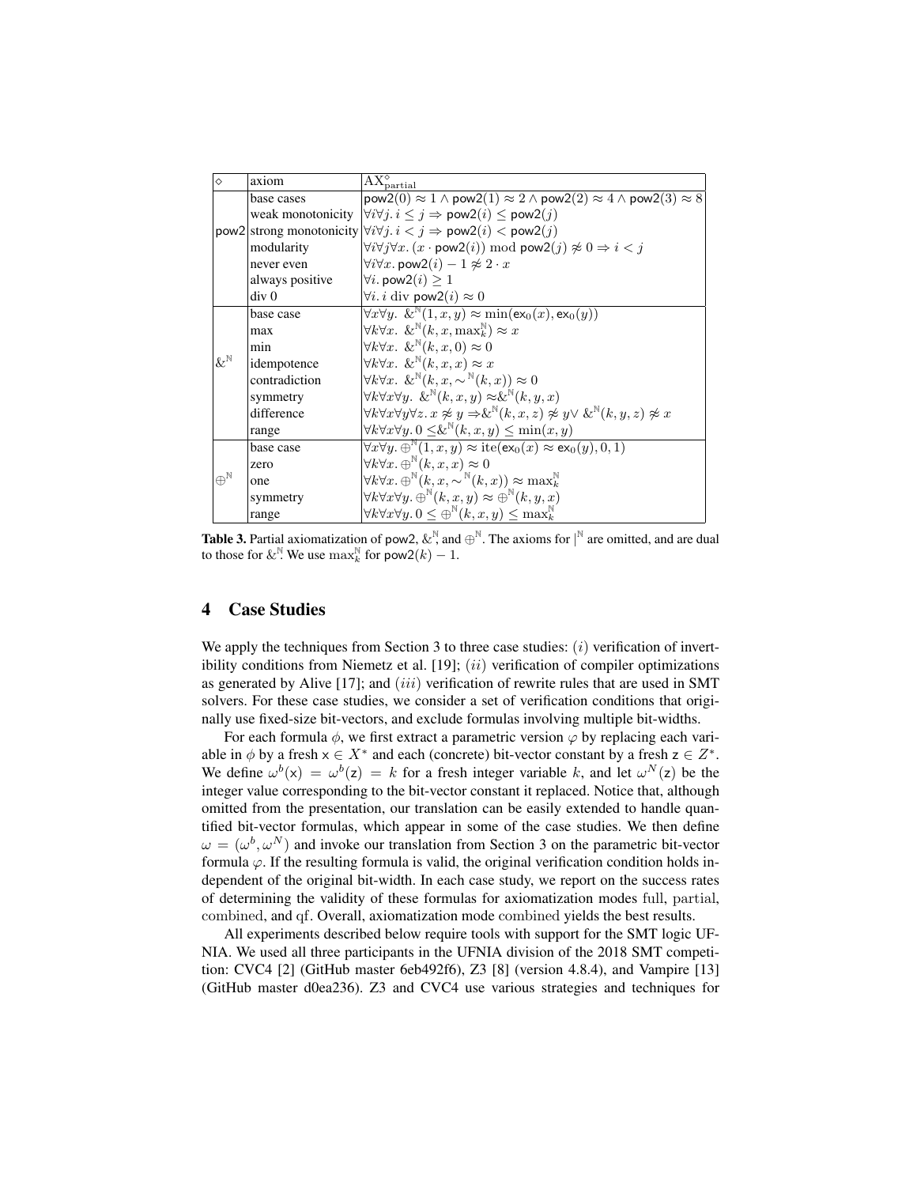| $\diamond$ | axiom | $\mathrm{AX}^{\diamond}_{\mathrm{partial}}$ |
|---|---|---|
| pow2 | base cases | $\mathsf{pow2}(0) \approx 1 \wedge \mathsf{pow2}(1) \approx 2 \wedge \mathsf{pow2}(2) \approx 4 \wedge \mathsf{pow2}(3) \approx 8$ |
| | weak monotonicity | $\forall i \forall j.\, i \leq j \Rightarrow \mathsf{pow2}(i) \leq \mathsf{pow2}(j)$ |
| | strong monotonicity | $\forall i \forall j.\, i < j \Rightarrow \mathsf{pow2}(i) < \mathsf{pow2}(j)$ |
| | modularity | $\forall i \forall j \forall x.\, (x \cdot \mathsf{pow2}(i)) \bmod \mathsf{pow2}(j) \not\approx 0 \Rightarrow i < j$ |
| | never even | $\forall i \forall x.\, \mathsf{pow2}(i) - 1 \not\approx 2 \cdot x$ |
| | always positive | $\forall i.\, \mathsf{pow2}(i) \geq 1$ |
| | div 0 | $\forall i.\, i \text{ div } \mathsf{pow2}(i) \approx 0$ |
| $\&^{\mathbb{N}}$ | base case | $\forall x \forall y.\ \&^{\mathbb{N}}(1, x, y) \approx \min(\mathsf{ex}_0(x), \mathsf{ex}_0(y))$ |
| | max | $\forall k \forall x.\ \&^{\mathbb{N}}(k, x, \max^{\mathbb{N}}_k) \approx x$ |
| | min | $\forall k \forall x.\ \&^{\mathbb{N}}(k, x, 0) \approx 0$ |
| | idempotence | $\forall k \forall x.\ \&^{\mathbb{N}}(k, x, x) \approx x$ |
| | contradiction | $\forall k \forall x.\ \&^{\mathbb{N}}(k, x, \sim^{\mathbb{N}}(k, x)) \approx 0$ |
| | symmetry | $\forall k \forall x \forall y.\ \&^{\mathbb{N}}(k, x, y) \approx \&^{\mathbb{N}}(k, y, x)$ |
| | difference | $\forall k \forall x \forall y \forall z.\, x \not\approx y \Rightarrow \&^{\mathbb{N}}(k, x, z) \not\approx y \vee \&^{\mathbb{N}}(k, y, z) \not\approx x$ |
| | range | $\forall k \forall x \forall y.\, 0 \leq \&^{\mathbb{N}}(k, x, y) \leq \min(x, y)$ |
| $\oplus^{\mathbb{N}}$ | base case | $\forall x \forall y.\, \oplus^{\mathbb{N}}(1, x, y) \approx \mathrm{ite}(\mathsf{ex}_0(x) \approx \mathsf{ex}_0(y), 0, 1)$ |
| | zero | $\forall k \forall x.\, \oplus^{\mathbb{N}}(k, x, x) \approx 0$ |
| | one | $\forall k \forall x.\, \oplus^{\mathbb{N}}(k, x, \sim^{\mathbb{N}}(k, x)) \approx \max^{\mathbb{N}}_k$ |
| | symmetry | $\forall k \forall x \forall y.\, \oplus^{\mathbb{N}}(k, x, y) \approx \oplus^{\mathbb{N}}(k, y, x)$ |
| | range | $\forall k \forall x \forall y.\, 0 \leq \oplus^{\mathbb{N}}(k, x, y) \leq \max^{\mathbb{N}}_k$ |

**Table 3.** Partial axiomatization of pow2, $\&^{\mathbb{N}}$, and $\oplus^{\mathbb{N}}$. The axioms for $|^{\mathbb{N}}$ are omitted, and are dual to those for $\&^{\mathbb{N}}$. We use $\max^{\mathbb{N}}_k$ for $\mathsf{pow2}(k) - 1$.

## 4 Case Studies

We apply the techniques from Section 3 to three case studies: $(i)$ verification of invertibility conditions from Niemetz et al. [19]; $(ii)$ verification of compiler optimizations as generated by Alive [17]; and $(iii)$ verification of rewrite rules that are used in SMT solvers. For these case studies, we consider a set of verification conditions that originally use fixed-size bit-vectors, and exclude formulas involving multiple bit-widths.

For each formula $\phi$, we first extract a parametric version $\varphi$ by replacing each variable in $\phi$ by a fresh $\mathsf{x} \in X^*$ and each (concrete) bit-vector constant by a fresh $\mathsf{z} \in Z^*$. We define $\omega^b(\mathsf{x}) = \omega^b(\mathsf{z}) = k$ for a fresh integer variable $k$, and let $\omega^N(\mathsf{z})$ be the integer value corresponding to the bit-vector constant it replaced. Notice that, although omitted from the presentation, our translation can be easily extended to handle quantified bit-vector formulas, which appear in some of the case studies. We then define $\omega = (\omega^b, \omega^N)$ and invoke our translation from Section 3 on the parametric bit-vector formula $\varphi$. If the resulting formula is valid, the original verification condition holds independent of the original bit-width. In each case study, we report on the success rates of determining the validity of these formulas for axiomatization modes full, partial, combined, and qf. Overall, axiomatization mode combined yields the best results.

All experiments described below require tools with support for the SMT logic UFNIA. We used all three participants in the UFNIA division of the 2018 SMT competition: CVC4 [2] (GitHub master 6eb492f6), Z3 [8] (version 4.8.4), and Vampire [13] (GitHub master d0ea236). Z3 and CVC4 use various strategies and techniques for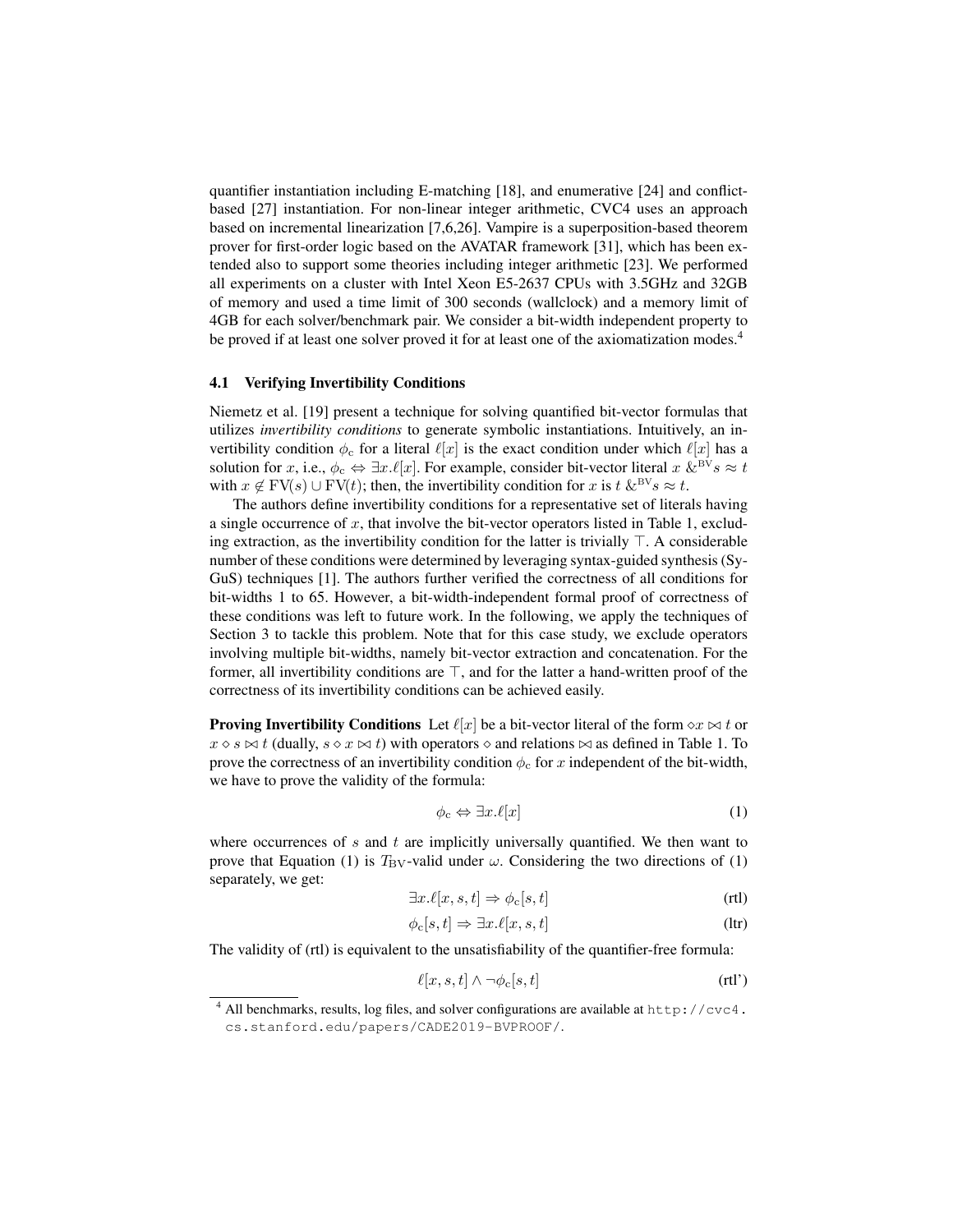quantifier instantiation including E-matching [18], and enumerative [24] and conflict-based [27] instantiation. For non-linear integer arithmetic, CVC4 uses an approach based on incremental linearization [7,6,26]. Vampire is a superposition-based theorem prover for first-order logic based on the AVATAR framework [31], which has been extended also to support some theories including integer arithmetic [23]. We performed all experiments on a cluster with Intel Xeon E5-2637 CPUs with 3.5GHz and 32GB of memory and used a time limit of 300 seconds (wallclock) and a memory limit of 4GB for each solver/benchmark pair. We consider a bit-width independent property to be proved if at least one solver proved it for at least one of the axiomatization modes.[4]

### 4.1 Verifying Invertibility Conditions

Niemetz et al. [19] present a technique for solving quantified bit-vector formulas that utilizes *invertibility conditions* to generate symbolic instantiations. Intuitively, an invertibility condition $\phi_c$ for a literal $\ell[x]$ is the exact condition under which $\ell[x]$ has a solution for $x$, i.e., $\phi_c \Leftrightarrow \exists x.\ell[x]$. For example, consider bit-vector literal $x \mathbin{\&^{\mathrm{BV}}} s \approx t$ with $x \notin \mathrm{FV}(s) \cup \mathrm{FV}(t)$; then, the invertibility condition for $x$ is $t \mathbin{\&^{\mathrm{BV}}} s \approx t$.

The authors define invertibility conditions for a representative set of literals having a single occurrence of $x$, that involve the bit-vector operators listed in Table 1, excluding extraction, as the invertibility condition for the latter is trivially $\top$. A considerable number of these conditions were determined by leveraging syntax-guided synthesis (SyGuS) techniques [1]. The authors further verified the correctness of all conditions for bit-widths 1 to 65. However, a bit-width-independent formal proof of correctness of these conditions was left to future work. In the following, we apply the techniques of Section 3 to tackle this problem. Note that for this case study, we exclude operators involving multiple bit-widths, namely bit-vector extraction and concatenation. For the former, all invertibility conditions are $\top$, and for the latter a hand-written proof of the correctness of its invertibility conditions can be achieved easily.

**Proving Invertibility Conditions** Let $\ell[x]$ be a bit-vector literal of the form $\diamond x \bowtie t$ or $x \diamond s \bowtie t$ (dually, $s \diamond x \bowtie t$) with operators $\diamond$ and relations $\bowtie$ as defined in Table 1. To prove the correctness of an invertibility condition $\phi_c$ for $x$ independent of the bit-width, we have to prove the validity of the formula:

$$\phi_c \Leftrightarrow \exists x.\ell[x] \tag{1}$$

where occurrences of $s$ and $t$ are implicitly universally quantified. We then want to prove that Equation (1) is $T_{\mathrm{BV}}$-valid under $\omega$. Considering the two directions of (1) separately, we get:

$$\exists x.\ell[x, s, t] \Rightarrow \phi_c[s, t] \tag{rtl}$$

$$\phi_c[s, t] \Rightarrow \exists x.\ell[x, s, t] \tag{ltr}$$

The validity of (rtl) is equivalent to the unsatisfiability of the quantifier-free formula:

$$\ell[x, s, t] \wedge \neg\phi_c[s, t] \tag{rtl'}$$

[4] All benchmarks, results, log files, and solver configurations are available at `http://cvc4.cs.stanford.edu/papers/CADE2019-BVPROOF/`.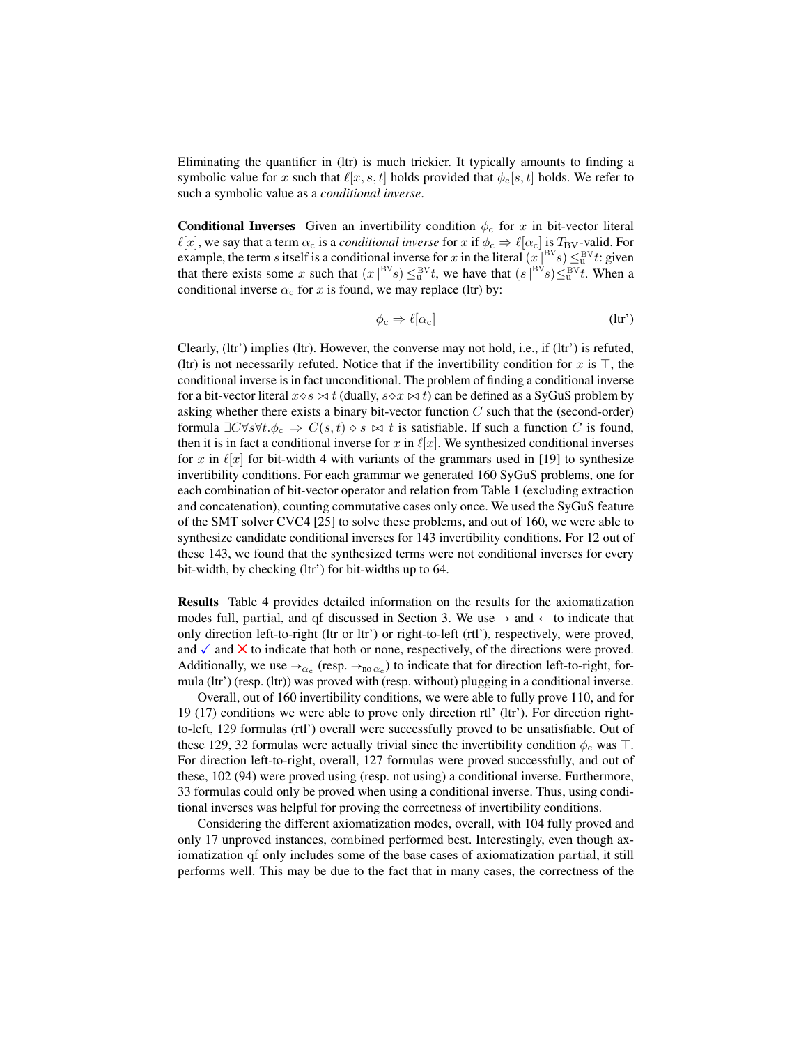Eliminating the quantifier in (ltr) is much trickier. It typically amounts to finding a symbolic value for $x$ such that $\ell[x, s, t]$ holds provided that $\phi_c[s, t]$ holds. We refer to such a symbolic value as a *conditional inverse*.

**Conditional Inverses** Given an invertibility condition $\phi_c$ for $x$ in bit-vector literal $\ell[x]$, we say that a term $\alpha_c$ is a *conditional inverse* for $x$ if $\phi_c \Rightarrow \ell[\alpha_c]$ is $T_{\text{BV}}$-valid. For example, the term $s$ itself is a conditional inverse for $x$ in the literal $(x \,|^{\text{BV}} s) \leq_{\text{u}}^{\text{BV}} t$: given that there exists some $x$ such that $(x \,|^{\text{BV}} s) \leq_{\text{u}}^{\text{BV}} t$, we have that $(s \,|^{\text{BV}} s) \leq_{\text{u}}^{\text{BV}} t$. When a conditional inverse $\alpha_c$ for $x$ is found, we may replace (ltr) by:

$$\phi_c \Rightarrow \ell[\alpha_c] \tag{ltr'}$$

Clearly, (ltr') implies (ltr). However, the converse may not hold, i.e., if (ltr') is refuted, (ltr) is not necessarily refuted. Notice that if the invertibility condition for $x$ is $\top$, the conditional inverse is in fact unconditional. The problem of finding a conditional inverse for a bit-vector literal $x \diamond s \bowtie t$ (dually, $s \diamond x \bowtie t$) can be defined as a SyGuS problem by asking whether there exists a binary bit-vector function $C$ such that the (second-order) formula $\exists C \forall s \forall t. \phi_c \Rightarrow C(s,t) \diamond s \bowtie t$ is satisfiable. If such a function $C$ is found, then it is in fact a conditional inverse for $x$ in $\ell[x]$. We synthesized conditional inverses for $x$ in $\ell[x]$ for bit-width 4 with variants of the grammars used in [19] to synthesize invertibility conditions. For each grammar we generated 160 SyGuS problems, one for each combination of bit-vector operator and relation from Table 1 (excluding extraction and concatenation), counting commutative cases only once. We used the SyGuS feature of the SMT solver CVC4 [25] to solve these problems, and out of 160, we were able to synthesize candidate conditional inverses for 143 invertibility conditions. For 12 out of these 143, we found that the synthesized terms were not conditional inverses for every bit-width, by checking (ltr') for bit-widths up to 64.

**Results** Table 4 provides detailed information on the results for the axiomatization modes full, partial, and qf discussed in Section 3. We use $\rightarrow$ and $\leftarrow$ to indicate that only direction left-to-right (ltr or ltr') or right-to-left (rtl'), respectively, were proved, and ✓ and ✗ to indicate that both or none, respectively, of the directions were proved. Additionally, we use $\rightarrow_{\alpha_c}$ (resp. $\rightarrow_{\text{no}\,\alpha_c}$) to indicate that for direction left-to-right, formula (ltr') (resp. (ltr)) was proved with (resp. without) plugging in a conditional inverse.

Overall, out of 160 invertibility conditions, we were able to fully prove 110, and for 19 (17) conditions we were able to prove only direction rtl' (ltr'). For direction right-to-left, 129 formulas (rtl') overall were successfully proved to be unsatisfiable. Out of these 129, 32 formulas were actually trivial since the invertibility condition $\phi_c$ was $\top$. For direction left-to-right, overall, 127 formulas were proved successfully, and out of these, 102 (94) were proved using (resp. not using) a conditional inverse. Furthermore, 33 formulas could only be proved when using a conditional inverse. Thus, using conditional inverses was helpful for proving the correctness of invertibility conditions.

Considering the different axiomatization modes, overall, with 104 fully proved and only 17 unproved instances, combined performed best. Interestingly, even though axiomatization qf only includes some of the base cases of axiomatization partial, it still performs well. This may be due to the fact that in many cases, the correctness of the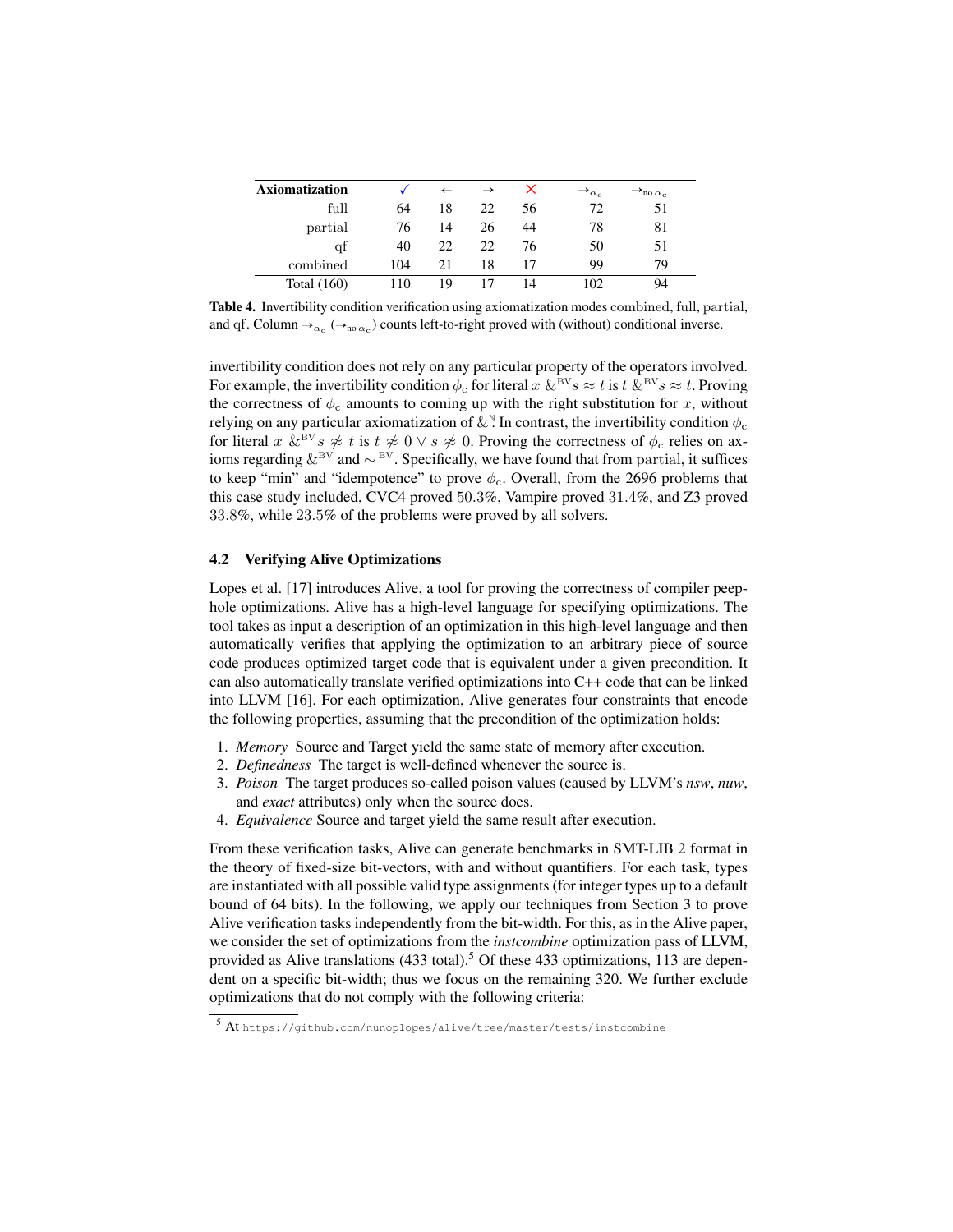| **Axiomatization** | ✓ | ← | → | ✗ | $\rightarrow_{\alpha_c}$ | $\rightarrow_{\text{no}\,\alpha_c}$ |
|---|---|---|---|---|---|---|
| full | 64 | 18 | 22 | 56 | 72 | 51 |
| partial | 76 | 14 | 26 | 44 | 78 | 81 |
| qf | 40 | 22 | 22 | 76 | 50 | 51 |
| combined | 104 | 21 | 18 | 17 | 99 | 79 |
| Total (160) | 110 | 19 | 17 | 14 | 102 | 94 |

**Table 4.** Invertibility condition verification using axiomatization modes combined, full, partial, and qf. Column $\rightarrow_{\alpha_c}$ ($\rightarrow_{\text{no}\,\alpha_c}$) counts left-to-right proved with (without) conditional inverse.

invertibility condition does not rely on any particular property of the operators involved. For example, the invertibility condition $\phi_c$ for literal $x \;\&^{\text{BV}} s \approx t$ is $t \;\&^{\text{BV}} s \approx t$. Proving the correctness of $\phi_c$ amounts to coming up with the right substitution for $x$, without relying on any particular axiomatization of $\&^{\mathbb{N}}$. In contrast, the invertibility condition $\phi_c$ for literal $x \;\&^{\text{BV}} s \not\approx t$ is $t \not\approx 0 \vee s \not\approx 0$. Proving the correctness of $\phi_c$ relies on axioms regarding $\&^{\text{BV}}$ and $\sim^{\text{BV}}$. Specifically, we have found that from partial, it suffices to keep "min" and "idempotence" to prove $\phi_c$. Overall, from the 2696 problems that this case study included, CVC4 proved $50.3\%$, Vampire proved $31.4\%$, and Z3 proved $33.8\%$, while $23.5\%$ of the problems were proved by all solvers.

### 4.2 Verifying Alive Optimizations

Lopes et al. [17] introduces Alive, a tool for proving the correctness of compiler peephole optimizations. Alive has a high-level language for specifying optimizations. The tool takes as input a description of an optimization in this high-level language and then automatically verifies that applying the optimization to an arbitrary piece of source code produces optimized target code that is equivalent under a given precondition. It can also automatically translate verified optimizations into C++ code that can be linked into LLVM [16]. For each optimization, Alive generates four constraints that encode the following properties, assuming that the precondition of the optimization holds:

1. *Memory* Source and Target yield the same state of memory after execution.
2. *Definedness* The target is well-defined whenever the source is.
3. *Poison* The target produces so-called poison values (caused by LLVM's *nsw*, *nuw*, and *exact* attributes) only when the source does.
4. *Equivalence* Source and target yield the same result after execution.

From these verification tasks, Alive can generate benchmarks in SMT-LIB 2 format in the theory of fixed-size bit-vectors, with and without quantifiers. For each task, types are instantiated with all possible valid type assignments (for integer types up to a default bound of 64 bits). In the following, we apply our techniques from Section 3 to prove Alive verification tasks independently from the bit-width. For this, as in the Alive paper, we consider the set of optimizations from the *instcombine* optimization pass of LLVM, provided as Alive translations (433 total).[5] Of these 433 optimizations, 113 are dependent on a specific bit-width; thus we focus on the remaining 320. We further exclude optimizations that do not comply with the following criteria:

[5] At https://github.com/nunoplopes/alive/tree/master/tests/instcombine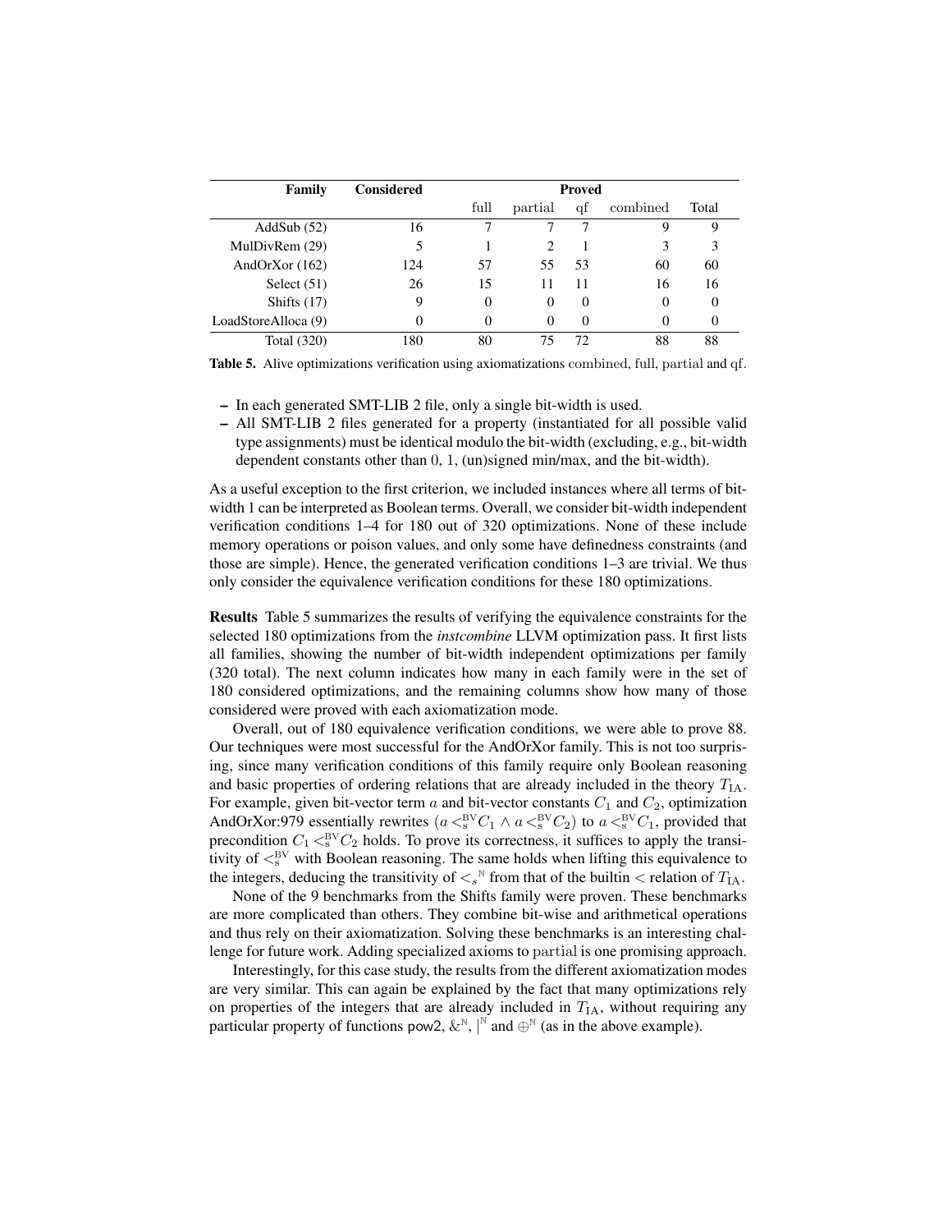| Family | Considered | Proved | | | | |
|---|---|---|---|---|---|---|
| | | full | partial | qf | combined | Total |
| AddSub (52) | 16 | 7 | 7 | 7 | 9 | 9 |
| MulDivRem (29) | 5 | 1 | 2 | 1 | 3 | 3 |
| AndOrXor (162) | 124 | 57 | 55 | 53 | 60 | 60 |
| Select (51) | 26 | 15 | 11 | 11 | 16 | 16 |
| Shifts (17) | 9 | 0 | 0 | 0 | 0 | 0 |
| LoadStoreAlloca (9) | 0 | 0 | 0 | 0 | 0 | 0 |
| Total (320) | 180 | 80 | 75 | 72 | 88 | 88 |

**Table 5.** Alive optimizations verification using axiomatizations combined, full, partial and qf.

- In each generated SMT-LIB 2 file, only a single bit-width is used.
- All SMT-LIB 2 files generated for a property (instantiated for all possible valid type assignments) must be identical modulo the bit-width (excluding, e.g., bit-width dependent constants other than 0, 1, (un)signed min/max, and the bit-width).

As a useful exception to the first criterion, we included instances where all terms of bit-width 1 can be interpreted as Boolean terms. Overall, we consider bit-width independent verification conditions 1–4 for 180 out of 320 optimizations. None of these include memory operations or poison values, and only some have definedness constraints (and those are simple). Hence, the generated verification conditions 1–3 are trivial. We thus only consider the equivalence verification conditions for these 180 optimizations.

**Results** Table 5 summarizes the results of verifying the equivalence constraints for the selected 180 optimizations from the *instcombine* LLVM optimization pass. It first lists all families, showing the number of bit-width independent optimizations per family (320 total). The next column indicates how many in each family were in the set of 180 considered optimizations, and the remaining columns show how many of those considered were proved with each axiomatization mode.

Overall, out of 180 equivalence verification conditions, we were able to prove 88. Our techniques were most successful for the AndOrXor family. This is not too surprising, since many verification conditions of this family require only Boolean reasoning and basic properties of ordering relations that are already included in the theory $T_{\text{IA}}$. For example, given bit-vector term $a$ and bit-vector constants $C_1$ and $C_2$, optimization AndOrXor:979 essentially rewrites $(a <_{\text{s}}^{\text{BV}} C_1 \wedge a <_{\text{s}}^{\text{BV}} C_2)$ to $a <_{\text{s}}^{\text{BV}} C_1$, provided that precondition $C_1 <_{\text{s}}^{\text{BV}} C_2$ holds. To prove its correctness, it suffices to apply the transitivity of $<_{\text{s}}^{\text{BV}}$ with Boolean reasoning. The same holds when lifting this equivalence to the integers, deducing the transitivity of $<_s{}^{\mathbb{N}}$ from that of the builtin $<$ relation of $T_{\text{IA}}$.

None of the 9 benchmarks from the Shifts family were proven. These benchmarks are more complicated than others. They combine bit-wise and arithmetical operations and thus rely on their axiomatization. Solving these benchmarks is an interesting challenge for future work. Adding specialized axioms to partial is one promising approach.

Interestingly, for this case study, the results from the different axiomatization modes are very similar. This can again be explained by the fact that many optimizations rely on properties of the integers that are already included in $T_{\text{IA}}$, without requiring any particular property of functions pow2, $\&^{\mathbb{N}}$, $|^{\mathbb{N}}$ and $\oplus^{\mathbb{N}}$ (as in the above example).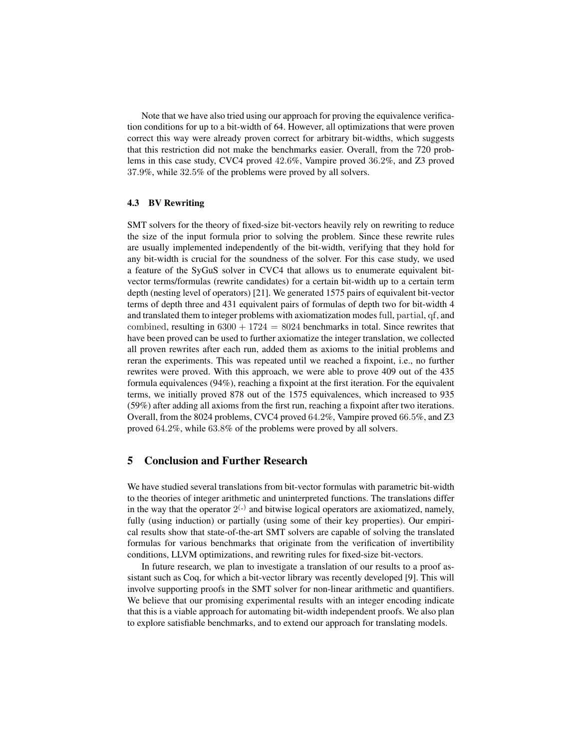Note that we have also tried using our approach for proving the equivalence verification conditions for up to a bit-width of 64. However, all optimizations that were proven correct this way were already proven correct for arbitrary bit-widths, which suggests that this restriction did not make the benchmarks easier. Overall, from the 720 problems in this case study, CVC4 proved $42.6\%$, Vampire proved $36.2\%$, and Z3 proved $37.9\%$, while $32.5\%$ of the problems were proved by all solvers.

### 4.3 BV Rewriting

SMT solvers for the theory of fixed-size bit-vectors heavily rely on rewriting to reduce the size of the input formula prior to solving the problem. Since these rewrite rules are usually implemented independently of the bit-width, verifying that they hold for any bit-width is crucial for the soundness of the solver. For this case study, we used a feature of the SyGuS solver in CVC4 that allows us to enumerate equivalent bit-vector terms/formulas (rewrite candidates) for a certain bit-width up to a certain term depth (nesting level of operators) [21]. We generated 1575 pairs of equivalent bit-vector terms of depth three and 431 equivalent pairs of formulas of depth two for bit-width 4 and translated them to integer problems with axiomatization modes $\mathrm{full}$, $\mathrm{partial}$, $\mathrm{qf}$, and $\mathrm{combined}$, resulting in $6300 + 1724 = 8024$ benchmarks in total. Since rewrites that have been proved can be used to further axiomatize the integer translation, we collected all proven rewrites after each run, added them as axioms to the initial problems and reran the experiments. This was repeated until we reached a fixpoint, i.e., no further rewrites were proved. With this approach, we were able to prove 409 out of the 435 formula equivalences (94%), reaching a fixpoint at the first iteration. For the equivalent terms, we initially proved 878 out of the 1575 equivalences, which increased to 935 (59%) after adding all axioms from the first run, reaching a fixpoint after two iterations. Overall, from the 8024 problems, CVC4 proved $64.2\%$, Vampire proved $66.5\%$, and Z3 proved $64.2\%$, while $63.8\%$ of the problems were proved by all solvers.

## 5 Conclusion and Further Research

We have studied several translations from bit-vector formulas with parametric bit-width to the theories of integer arithmetic and uninterpreted functions. The translations differ in the way that the operator $2^{(\text{-})}$ and bitwise logical operators are axiomatized, namely, fully (using induction) or partially (using some of their key properties). Our empirical results show that state-of-the-art SMT solvers are capable of solving the translated formulas for various benchmarks that originate from the verification of invertibility conditions, LLVM optimizations, and rewriting rules for fixed-size bit-vectors.

In future research, we plan to investigate a translation of our results to a proof assistant such as Coq, for which a bit-vector library was recently developed [9]. This will involve supporting proofs in the SMT solver for non-linear arithmetic and quantifiers. We believe that our promising experimental results with an integer encoding indicate that this is a viable approach for automating bit-width independent proofs. We also plan to explore satisfiable benchmarks, and to extend our approach for translating models.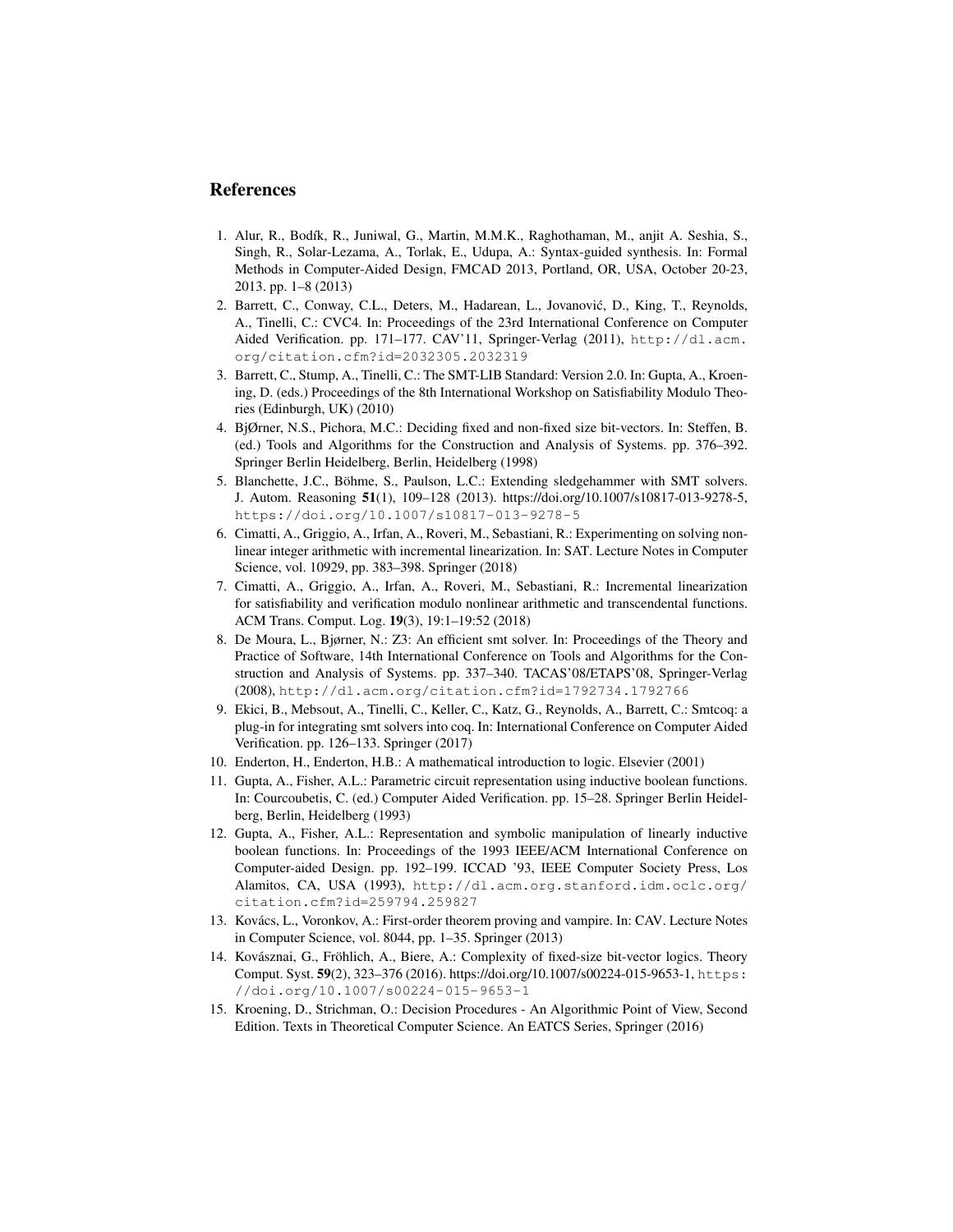## References

1. Alur, R., Bodík, R., Juniwal, G., Martin, M.M.K., Raghothaman, M., anjit A. Seshia, S., Singh, R., Solar-Lezama, A., Torlak, E., Udupa, A.: Syntax-guided synthesis. In: Formal Methods in Computer-Aided Design, FMCAD 2013, Portland, OR, USA, October 20-23, 2013. pp. 1–8 (2013)
2. Barrett, C., Conway, C.L., Deters, M., Hadarean, L., Jovanović, D., King, T., Reynolds, A., Tinelli, C.: CVC4. In: Proceedings of the 23rd International Conference on Computer Aided Verification. pp. 171–177. CAV'11, Springer-Verlag (2011), `http://dl.acm.org/citation.cfm?id=2032305.2032319`
3. Barrett, C., Stump, A., Tinelli, C.: The SMT-LIB Standard: Version 2.0. In: Gupta, A., Kroening, D. (eds.) Proceedings of the 8th International Workshop on Satisfiability Modulo Theories (Edinburgh, UK) (2010)
4. BjØrner, N.S., Pichora, M.C.: Deciding fixed and non-fixed size bit-vectors. In: Steffen, B. (ed.) Tools and Algorithms for the Construction and Analysis of Systems. pp. 376–392. Springer Berlin Heidelberg, Berlin, Heidelberg (1998)
5. Blanchette, J.C., Böhme, S., Paulson, L.C.: Extending sledgehammer with SMT solvers. J. Autom. Reasoning **51**(1), 109–128 (2013). https://doi.org/10.1007/s10817-013-9278-5, `https://doi.org/10.1007/s10817-013-9278-5`
6. Cimatti, A., Griggio, A., Irfan, A., Roveri, M., Sebastiani, R.: Experimenting on solving nonlinear integer arithmetic with incremental linearization. In: SAT. Lecture Notes in Computer Science, vol. 10929, pp. 383–398. Springer (2018)
7. Cimatti, A., Griggio, A., Irfan, A., Roveri, M., Sebastiani, R.: Incremental linearization for satisfiability and verification modulo nonlinear arithmetic and transcendental functions. ACM Trans. Comput. Log. **19**(3), 19:1–19:52 (2018)
8. De Moura, L., Bjørner, N.: Z3: An efficient smt solver. In: Proceedings of the Theory and Practice of Software, 14th International Conference on Tools and Algorithms for the Construction and Analysis of Systems. pp. 337–340. TACAS'08/ETAPS'08, Springer-Verlag (2008), `http://dl.acm.org/citation.cfm?id=1792734.1792766`
9. Ekici, B., Mebsout, A., Tinelli, C., Keller, C., Katz, G., Reynolds, A., Barrett, C.: Smtcoq: a plug-in for integrating smt solvers into coq. In: International Conference on Computer Aided Verification. pp. 126–133. Springer (2017)
10. Enderton, H., Enderton, H.B.: A mathematical introduction to logic. Elsevier (2001)
11. Gupta, A., Fisher, A.L.: Parametric circuit representation using inductive boolean functions. In: Courcoubetis, C. (ed.) Computer Aided Verification. pp. 15–28. Springer Berlin Heidelberg, Berlin, Heidelberg (1993)
12. Gupta, A., Fisher, A.L.: Representation and symbolic manipulation of linearly inductive boolean functions. In: Proceedings of the 1993 IEEE/ACM International Conference on Computer-aided Design. pp. 192–199. ICCAD '93, IEEE Computer Society Press, Los Alamitos, CA, USA (1993), `http://dl.acm.org.stanford.idm.oclc.org/citation.cfm?id=259794.259827`
13. Kovács, L., Voronkov, A.: First-order theorem proving and vampire. In: CAV. Lecture Notes in Computer Science, vol. 8044, pp. 1–35. Springer (2013)
14. Kovásznai, G., Fröhlich, A., Biere, A.: Complexity of fixed-size bit-vector logics. Theory Comput. Syst. **59**(2), 323–376 (2016). https://doi.org/10.1007/s00224-015-9653-1, `https://doi.org/10.1007/s00224-015-9653-1`
15. Kroening, D., Strichman, O.: Decision Procedures - An Algorithmic Point of View, Second Edition. Texts in Theoretical Computer Science. An EATCS Series, Springer (2016)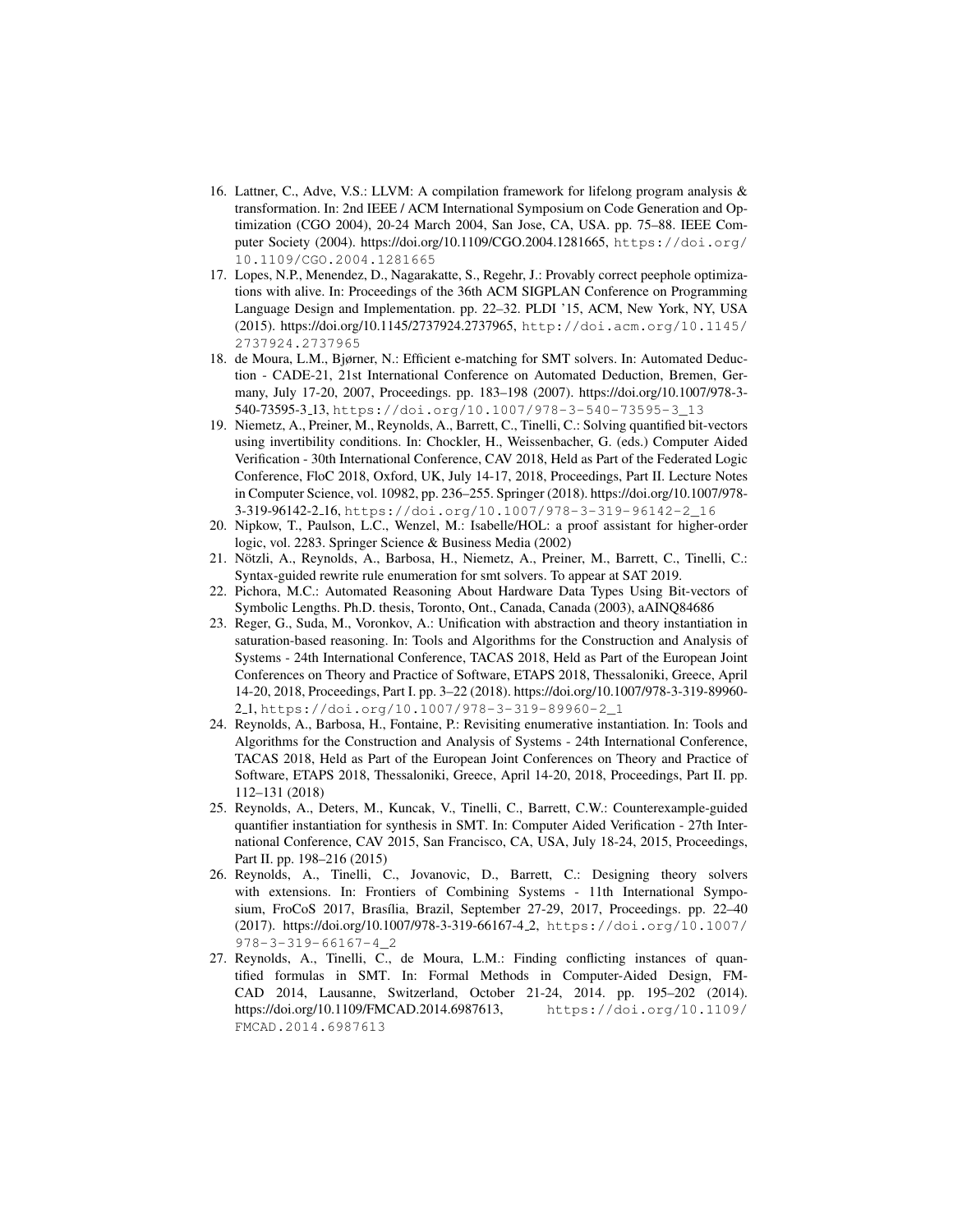16. Lattner, C., Adve, V.S.: LLVM: A compilation framework for lifelong program analysis & transformation. In: 2nd IEEE / ACM International Symposium on Code Generation and Optimization (CGO 2004), 20-24 March 2004, San Jose, CA, USA. pp. 75–88. IEEE Computer Society (2004). https://doi.org/10.1109/CGO.2004.1281665, `https://doi.org/10.1109/CGO.2004.1281665`
17. Lopes, N.P., Menendez, D., Nagarakatte, S., Regehr, J.: Provably correct peephole optimizations with alive. In: Proceedings of the 36th ACM SIGPLAN Conference on Programming Language Design and Implementation. pp. 22–32. PLDI '15, ACM, New York, NY, USA (2015). https://doi.org/10.1145/2737924.2737965, `http://doi.acm.org/10.1145/2737924.2737965`
18. de Moura, L.M., Bjørner, N.: Efficient e-matching for SMT solvers. In: Automated Deduction - CADE-21, 21st International Conference on Automated Deduction, Bremen, Germany, July 17-20, 2007, Proceedings. pp. 183–198 (2007). https://doi.org/10.1007/978-3-540-73595-3_13, `https://doi.org/10.1007/978-3-540-73595-3_13`
19. Niemetz, A., Preiner, M., Reynolds, A., Barrett, C., Tinelli, C.: Solving quantified bit-vectors using invertibility conditions. In: Chockler, H., Weissenbacher, G. (eds.) Computer Aided Verification - 30th International Conference, CAV 2018, Held as Part of the Federated Logic Conference, FloC 2018, Oxford, UK, July 14-17, 2018, Proceedings, Part II. Lecture Notes in Computer Science, vol. 10982, pp. 236–255. Springer (2018). https://doi.org/10.1007/978-3-319-96142-2_16, `https://doi.org/10.1007/978-3-319-96142-2_16`
20. Nipkow, T., Paulson, L.C., Wenzel, M.: Isabelle/HOL: a proof assistant for higher-order logic, vol. 2283. Springer Science & Business Media (2002)
21. Nötzli, A., Reynolds, A., Barbosa, H., Niemetz, A., Preiner, M., Barrett, C., Tinelli, C.: Syntax-guided rewrite rule enumeration for smt solvers. To appear at SAT 2019.
22. Pichora, M.C.: Automated Reasoning About Hardware Data Types Using Bit-vectors of Symbolic Lengths. Ph.D. thesis, Toronto, Ont., Canada, Canada (2003), aAINQ84686
23. Reger, G., Suda, M., Voronkov, A.: Unification with abstraction and theory instantiation in saturation-based reasoning. In: Tools and Algorithms for the Construction and Analysis of Systems - 24th International Conference, TACAS 2018, Held as Part of the European Joint Conferences on Theory and Practice of Software, ETAPS 2018, Thessaloniki, Greece, April 14-20, 2018, Proceedings, Part I. pp. 3–22 (2018). https://doi.org/10.1007/978-3-319-89960-2_1, `https://doi.org/10.1007/978-3-319-89960-2_1`
24. Reynolds, A., Barbosa, H., Fontaine, P.: Revisiting enumerative instantiation. In: Tools and Algorithms for the Construction and Analysis of Systems - 24th International Conference, TACAS 2018, Held as Part of the European Joint Conferences on Theory and Practice of Software, ETAPS 2018, Thessaloniki, Greece, April 14-20, 2018, Proceedings, Part II. pp. 112–131 (2018)
25. Reynolds, A., Deters, M., Kuncak, V., Tinelli, C., Barrett, C.W.: Counterexample-guided quantifier instantiation for synthesis in SMT. In: Computer Aided Verification - 27th International Conference, CAV 2015, San Francisco, CA, USA, July 18-24, 2015, Proceedings, Part II. pp. 198–216 (2015)
26. Reynolds, A., Tinelli, C., Jovanovic, D., Barrett, C.: Designing theory solvers with extensions. In: Frontiers of Combining Systems - 11th International Symposium, FroCoS 2017, Brasília, Brazil, September 27-29, 2017, Proceedings. pp. 22–40 (2017). https://doi.org/10.1007/978-3-319-66167-4_2, `https://doi.org/10.1007/978-3-319-66167-4_2`
27. Reynolds, A., Tinelli, C., de Moura, L.M.: Finding conflicting instances of quantified formulas in SMT. In: Formal Methods in Computer-Aided Design, FMCAD 2014, Lausanne, Switzerland, October 21-24, 2014. pp. 195–202 (2014). https://doi.org/10.1109/FMCAD.2014.6987613, `https://doi.org/10.1109/FMCAD.2014.6987613`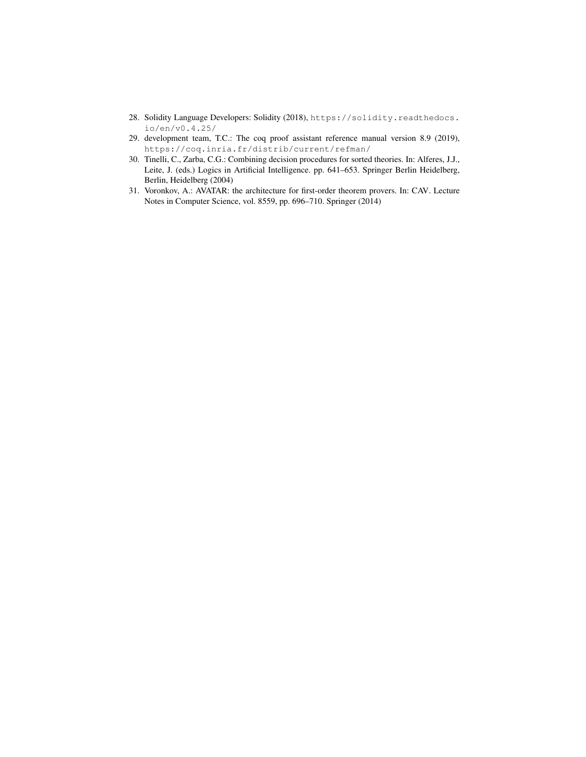28. Solidity Language Developers: Solidity (2018), https://solidity.readthedocs.io/en/v0.4.25/
29. development team, T.C.: The coq proof assistant reference manual version 8.9 (2019), https://coq.inria.fr/distrib/current/refman/
30. Tinelli, C., Zarba, C.G.: Combining decision procedures for sorted theories. In: Alferes, J.J., Leite, J. (eds.) Logics in Artificial Intelligence. pp. 641–653. Springer Berlin Heidelberg, Berlin, Heidelberg (2004)
31. Voronkov, A.: AVATAR: the architecture for first-order theorem provers. In: CAV. Lecture Notes in Computer Science, vol. 8559, pp. 696–710. Springer (2014)